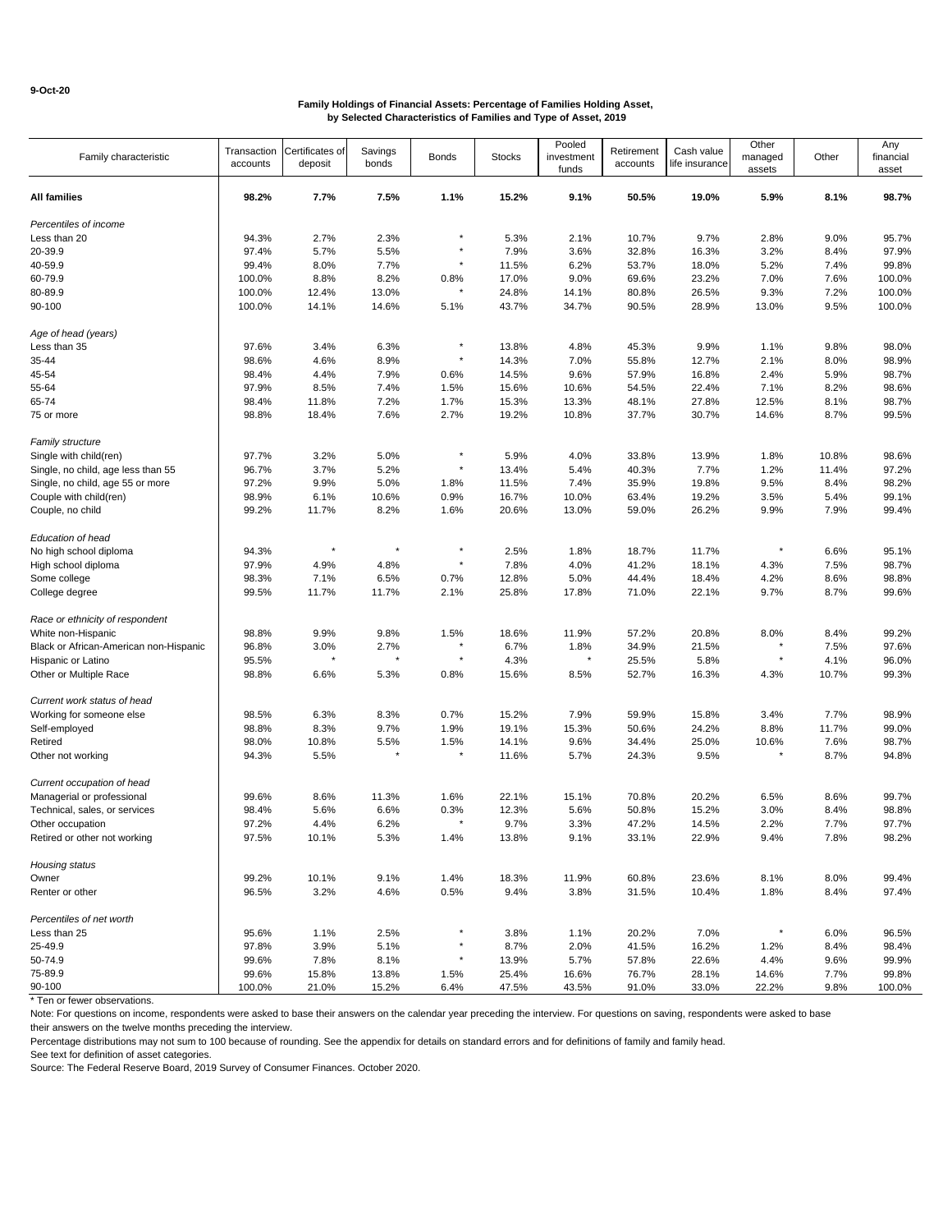9-Oct-20

**Family Holdings of Financial Assets: Percentage of Families Holding Asset, by Selected Characteristics of Families and Type of Asset, 2019**

| Family characteristic | Transaction accounts | Certificates of deposit | Savings bonds | Bonds | Stocks | Pooled investment funds | Retirement accounts | Cash value life insurance | Other managed assets | Other | Any financial asset |
|---|---|---|---|---|---|---|---|---|---|---|---|
| **All families** | **98.2%** | **7.7%** | **7.5%** | **1.1%** | **15.2%** | **9.1%** | **50.5%** | **19.0%** | **5.9%** | **8.1%** | **98.7%** |
| *Percentiles of income* | | | | | | | | | | | |
| Less than 20 | 94.3% | 2.7% | 2.3% | * | 5.3% | 2.1% | 10.7% | 9.7% | 2.8% | 9.0% | 95.7% |
| 20-39.9 | 97.4% | 5.7% | 5.5% | * | 7.9% | 3.6% | 32.8% | 16.3% | 3.2% | 8.4% | 97.9% |
| 40-59.9 | 99.4% | 8.0% | 7.7% | * | 11.5% | 6.2% | 53.7% | 18.0% | 5.2% | 7.4% | 99.8% |
| 60-79.9 | 100.0% | 8.8% | 8.2% | 0.8% | 17.0% | 9.0% | 69.6% | 23.2% | 7.0% | 7.6% | 100.0% |
| 80-89.9 | 100.0% | 12.4% | 13.0% | * | 24.8% | 14.1% | 80.8% | 26.5% | 9.3% | 7.2% | 100.0% |
| 90-100 | 100.0% | 14.1% | 14.6% | 5.1% | 43.7% | 34.7% | 90.5% | 28.9% | 13.0% | 9.5% | 100.0% |
| *Age of head (years)* | | | | | | | | | | | |
| Less than 35 | 97.6% | 3.4% | 6.3% | * | 13.8% | 4.8% | 45.3% | 9.9% | 1.1% | 9.8% | 98.0% |
| 35-44 | 98.6% | 4.6% | 8.9% | * | 14.3% | 7.0% | 55.8% | 12.7% | 2.1% | 8.0% | 98.9% |
| 45-54 | 98.4% | 4.4% | 7.9% | 0.6% | 14.5% | 9.6% | 57.9% | 16.8% | 2.4% | 5.9% | 98.7% |
| 55-64 | 97.9% | 8.5% | 7.4% | 1.5% | 15.6% | 10.6% | 54.5% | 22.4% | 7.1% | 8.2% | 98.6% |
| 65-74 | 98.4% | 11.8% | 7.2% | 1.7% | 15.3% | 13.3% | 48.1% | 27.8% | 12.5% | 8.1% | 98.7% |
| 75 or more | 98.8% | 18.4% | 7.6% | 2.7% | 19.2% | 10.8% | 37.7% | 30.7% | 14.6% | 8.7% | 99.5% |
| *Family structure* | | | | | | | | | | | |
| Single with child(ren) | 97.7% | 3.2% | 5.0% | * | 5.9% | 4.0% | 33.8% | 13.9% | 1.8% | 10.8% | 98.6% |
| Single, no child, age less than 55 | 96.7% | 3.7% | 5.2% | * | 13.4% | 5.4% | 40.3% | 7.7% | 1.2% | 11.4% | 97.2% |
| Single, no child, age 55 or more | 97.2% | 9.9% | 5.0% | 1.8% | 11.5% | 7.4% | 35.9% | 19.8% | 9.5% | 8.4% | 98.2% |
| Couple with child(ren) | 98.9% | 6.1% | 10.6% | 0.9% | 16.7% | 10.0% | 63.4% | 19.2% | 3.5% | 5.4% | 99.1% |
| Couple, no child | 99.2% | 11.7% | 8.2% | 1.6% | 20.6% | 13.0% | 59.0% | 26.2% | 9.9% | 7.9% | 99.4% |
| *Education of head* | | | | | | | | | | | |
| No high school diploma | 94.3% | * | * | * | 2.5% | 1.8% | 18.7% | 11.7% | * | 6.6% | 95.1% |
| High school diploma | 97.9% | 4.9% | 4.8% | * | 7.8% | 4.0% | 41.2% | 18.1% | 4.3% | 7.5% | 98.7% |
| Some college | 98.3% | 7.1% | 6.5% | 0.7% | 12.8% | 5.0% | 44.4% | 18.4% | 4.2% | 8.6% | 98.8% |
| College degree | 99.5% | 11.7% | 11.7% | 2.1% | 25.8% | 17.8% | 71.0% | 22.1% | 9.7% | 8.7% | 99.6% |
| *Race or ethnicity of respondent* | | | | | | | | | | | |
| White non-Hispanic | 98.8% | 9.9% | 9.8% | 1.5% | 18.6% | 11.9% | 57.2% | 20.8% | 8.0% | 8.4% | 99.2% |
| Black or African-American non-Hispanic | 96.8% | 3.0% | 2.7% | * | 6.7% | 1.8% | 34.9% | 21.5% | * | 7.5% | 97.6% |
| Hispanic or Latino | 95.5% | * | * | * | 4.3% | * | 25.5% | 5.8% | * | 4.1% | 96.0% |
| Other or Multiple Race | 98.8% | 6.6% | 5.3% | 0.8% | 15.6% | 8.5% | 52.7% | 16.3% | 4.3% | 10.7% | 99.3% |
| *Current work status of head* | | | | | | | | | | | |
| Working for someone else | 98.5% | 6.3% | 8.3% | 0.7% | 15.2% | 7.9% | 59.9% | 15.8% | 3.4% | 7.7% | 98.9% |
| Self-employed | 98.8% | 8.3% | 9.7% | 1.9% | 19.1% | 15.3% | 50.6% | 24.2% | 8.8% | 11.7% | 99.0% |
| Retired | 98.0% | 10.8% | 5.5% | 1.5% | 14.1% | 9.6% | 34.4% | 25.0% | 10.6% | 7.6% | 98.7% |
| Other not working | 94.3% | 5.5% | * | * | 11.6% | 5.7% | 24.3% | 9.5% | * | 8.7% | 94.8% |
| *Current occupation of head* | | | | | | | | | | | |
| Managerial or professional | 99.6% | 8.6% | 11.3% | 1.6% | 22.1% | 15.1% | 70.8% | 20.2% | 6.5% | 8.6% | 99.7% |
| Technical, sales, or services | 98.4% | 5.6% | 6.6% | 0.3% | 12.3% | 5.6% | 50.8% | 15.2% | 3.0% | 8.4% | 98.8% |
| Other occupation | 97.2% | 4.4% | 6.2% | * | 9.7% | 3.3% | 47.2% | 14.5% | 2.2% | 7.7% | 97.7% |
| Retired or other not working | 97.5% | 10.1% | 5.3% | 1.4% | 13.8% | 9.1% | 33.1% | 22.9% | 9.4% | 7.8% | 98.2% |
| *Housing status* | | | | | | | | | | | |
| Owner | 99.2% | 10.1% | 9.1% | 1.4% | 18.3% | 11.9% | 60.8% | 23.6% | 8.1% | 8.0% | 99.4% |
| Renter or other | 96.5% | 3.2% | 4.6% | 0.5% | 9.4% | 3.8% | 31.5% | 10.4% | 1.8% | 8.4% | 97.4% |
| *Percentiles of net worth* | | | | | | | | | | | |
| Less than 25 | 95.6% | 1.1% | 2.5% | * | 3.8% | 1.1% | 20.2% | 7.0% | * | 6.0% | 96.5% |
| 25-49.9 | 97.8% | 3.9% | 5.1% | * | 8.7% | 2.0% | 41.5% | 16.2% | 1.2% | 8.4% | 98.4% |
| 50-74.9 | 99.6% | 7.8% | 8.1% | * | 13.9% | 5.7% | 57.8% | 22.6% | 4.4% | 9.6% | 99.9% |
| 75-89.9 | 99.6% | 15.8% | 13.8% | 1.5% | 25.4% | 16.6% | 76.7% | 28.1% | 14.6% | 7.7% | 99.8% |
| 90-100 | 100.0% | 21.0% | 15.2% | 6.4% | 47.5% | 43.5% | 91.0% | 33.0% | 22.2% | 9.8% | 100.0% |

\* Ten or fewer observations.

Note: For questions on income, respondents were asked to base their answers on the calendar year preceding the interview. For questions on saving, respondents were asked to base their answers on the twelve months preceding the interview.

Percentage distributions may not sum to 100 because of rounding. See the appendix for details on standard errors and for definitions of family and family head.

See text for definition of asset categories.

Source: The Federal Reserve Board, 2019 Survey of Consumer Finances. October 2020.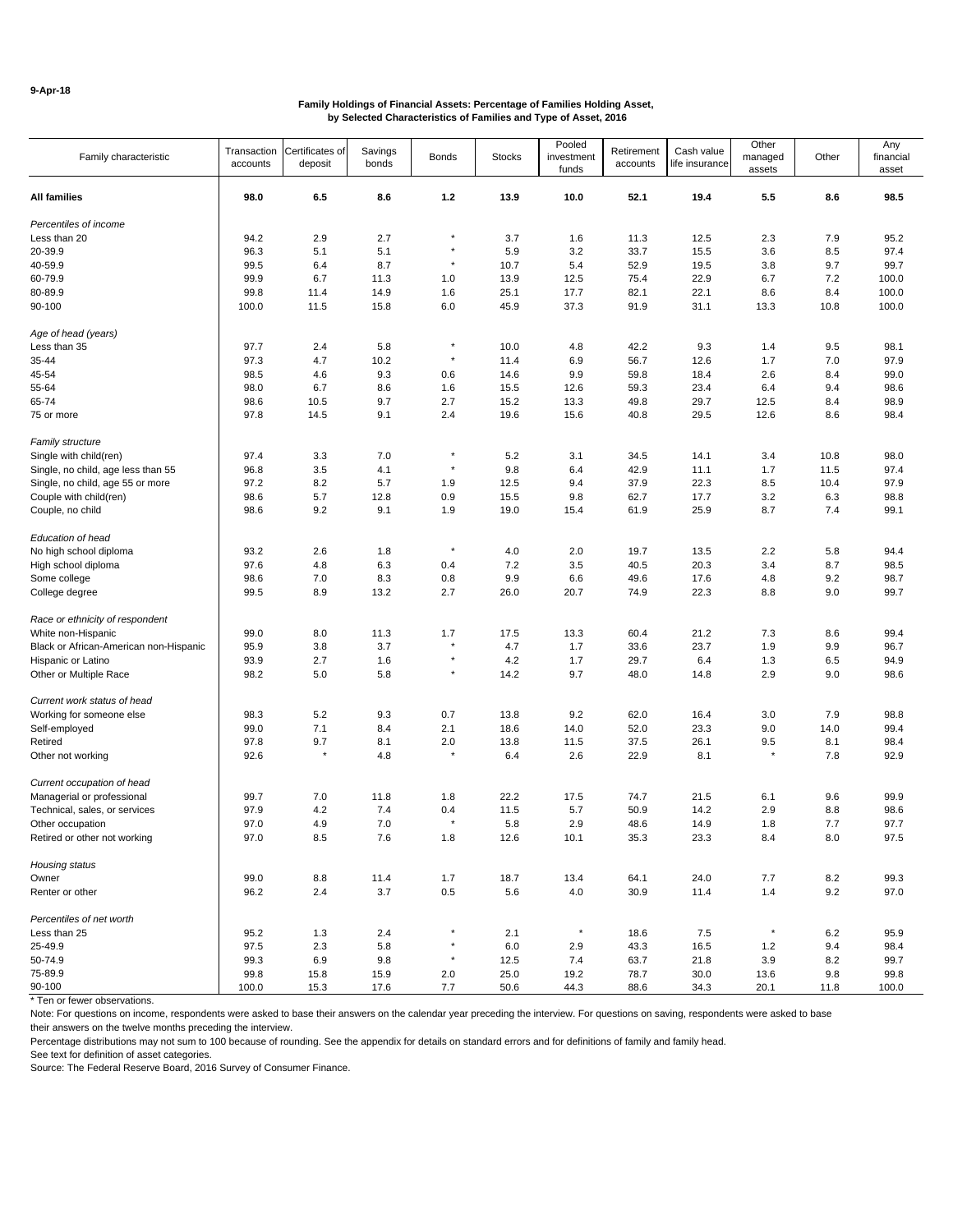9-Apr-18

### Family Holdings of Financial Assets: Percentage of Families Holding Asset, by Selected Characteristics of Families and Type of Asset, 2016

| Family characteristic | Transaction accounts | Certificates of deposit | Savings bonds | Bonds | Stocks | Pooled investment funds | Retirement accounts | Cash value life insurance | Other managed assets | Other | Any financial asset |
|---|---|---|---|---|---|---|---|---|---|---|---|
| **All families** | **98.0** | **6.5** | **8.6** | **1.2** | **13.9** | **10.0** | **52.1** | **19.4** | **5.5** | **8.6** | **98.5** |
| *Percentiles of income* | | | | | | | | | | | |
| Less than 20 | 94.2 | 2.9 | 2.7 | * | 3.7 | 1.6 | 11.3 | 12.5 | 2.3 | 7.9 | 95.2 |
| 20-39.9 | 96.3 | 5.1 | 5.1 | * | 5.9 | 3.2 | 33.7 | 15.5 | 3.6 | 8.5 | 97.4 |
| 40-59.9 | 99.5 | 6.4 | 8.7 | * | 10.7 | 5.4 | 52.9 | 19.5 | 3.8 | 9.7 | 99.7 |
| 60-79.9 | 99.9 | 6.7 | 11.3 | 1.0 | 13.9 | 12.5 | 75.4 | 22.9 | 6.7 | 7.2 | 100.0 |
| 80-89.9 | 99.8 | 11.4 | 14.9 | 1.6 | 25.1 | 17.7 | 82.1 | 22.1 | 8.6 | 8.4 | 100.0 |
| 90-100 | 100.0 | 11.5 | 15.8 | 6.0 | 45.9 | 37.3 | 91.9 | 31.1 | 13.3 | 10.8 | 100.0 |
| *Age of head (years)* | | | | | | | | | | | |
| Less than 35 | 97.7 | 2.4 | 5.8 | * | 10.0 | 4.8 | 42.2 | 9.3 | 1.4 | 9.5 | 98.1 |
| 35-44 | 97.3 | 4.7 | 10.2 | * | 11.4 | 6.9 | 56.7 | 12.6 | 1.7 | 7.0 | 97.9 |
| 45-54 | 98.5 | 4.6 | 9.3 | 0.6 | 14.6 | 9.9 | 59.8 | 18.4 | 2.6 | 8.4 | 99.0 |
| 55-64 | 98.0 | 6.7 | 8.6 | 1.6 | 15.5 | 12.6 | 59.3 | 23.4 | 6.4 | 9.4 | 98.6 |
| 65-74 | 98.6 | 10.5 | 9.7 | 2.7 | 15.2 | 13.3 | 49.8 | 29.7 | 12.5 | 8.4 | 98.9 |
| 75 or more | 97.8 | 14.5 | 9.1 | 2.4 | 19.6 | 15.6 | 40.8 | 29.5 | 12.6 | 8.6 | 98.4 |
| *Family structure* | | | | | | | | | | | |
| Single with child(ren) | 97.4 | 3.3 | 7.0 | * | 5.2 | 3.1 | 34.5 | 14.1 | 3.4 | 10.8 | 98.0 |
| Single, no child, age less than 55 | 96.8 | 3.5 | 4.1 | * | 9.8 | 6.4 | 42.9 | 11.1 | 1.7 | 11.5 | 97.4 |
| Single, no child, age 55 or more | 97.2 | 8.2 | 5.7 | 1.9 | 12.5 | 9.4 | 37.9 | 22.3 | 8.5 | 10.4 | 97.9 |
| Couple with child(ren) | 98.6 | 5.7 | 12.8 | 0.9 | 15.5 | 9.8 | 62.7 | 17.7 | 3.2 | 6.3 | 98.8 |
| Couple, no child | 98.6 | 9.2 | 9.1 | 1.9 | 19.0 | 15.4 | 61.9 | 25.9 | 8.7 | 7.4 | 99.1 |
| *Education of head* | | | | | | | | | | | |
| No high school diploma | 93.2 | 2.6 | 1.8 | * | 4.0 | 2.0 | 19.7 | 13.5 | 2.2 | 5.8 | 94.4 |
| High school diploma | 97.6 | 4.8 | 6.3 | 0.4 | 7.2 | 3.5 | 40.5 | 20.3 | 3.4 | 8.7 | 98.5 |
| Some college | 98.6 | 7.0 | 8.3 | 0.8 | 9.9 | 6.6 | 49.6 | 17.6 | 4.8 | 9.2 | 98.7 |
| College degree | 99.5 | 8.9 | 13.2 | 2.7 | 26.0 | 20.7 | 74.9 | 22.3 | 8.8 | 9.0 | 99.7 |
| *Race or ethnicity of respondent* | | | | | | | | | | | |
| White non-Hispanic | 99.0 | 8.0 | 11.3 | 1.7 | 17.5 | 13.3 | 60.4 | 21.2 | 7.3 | 8.6 | 99.4 |
| Black or African-American non-Hispanic | 95.9 | 3.8 | 3.7 | * | 4.7 | 1.7 | 33.6 | 23.7 | 1.9 | 9.9 | 96.7 |
| Hispanic or Latino | 93.9 | 2.7 | 1.6 | * | 4.2 | 1.7 | 29.7 | 6.4 | 1.3 | 6.5 | 94.9 |
| Other or Multiple Race | 98.2 | 5.0 | 5.8 | * | 14.2 | 9.7 | 48.0 | 14.8 | 2.9 | 9.0 | 98.6 |
| *Current work status of head* | | | | | | | | | | | |
| Working for someone else | 98.3 | 5.2 | 9.3 | 0.7 | 13.8 | 9.2 | 62.0 | 16.4 | 3.0 | 7.9 | 98.8 |
| Self-employed | 99.0 | 7.1 | 8.4 | 2.1 | 18.6 | 14.0 | 52.0 | 23.3 | 9.0 | 14.0 | 99.4 |
| Retired | 97.8 | 9.7 | 8.1 | 2.0 | 13.8 | 11.5 | 37.5 | 26.1 | 9.5 | 8.1 | 98.4 |
| Other not working | 92.6 | * | 4.8 | * | 6.4 | 2.6 | 22.9 | 8.1 | * | 7.8 | 92.9 |
| *Current occupation of head* | | | | | | | | | | | |
| Managerial or professional | 99.7 | 7.0 | 11.8 | 1.8 | 22.2 | 17.5 | 74.7 | 21.5 | 6.1 | 9.6 | 99.9 |
| Technical, sales, or services | 97.9 | 4.2 | 7.4 | 0.4 | 11.5 | 5.7 | 50.9 | 14.2 | 2.9 | 8.8 | 98.6 |
| Other occupation | 97.0 | 4.9 | 7.0 | * | 5.8 | 2.9 | 48.6 | 14.9 | 1.8 | 7.7 | 97.7 |
| Retired or other not working | 97.0 | 8.5 | 7.6 | 1.8 | 12.6 | 10.1 | 35.3 | 23.3 | 8.4 | 8.0 | 97.5 |
| *Housing status* | | | | | | | | | | | |
| Owner | 99.0 | 8.8 | 11.4 | 1.7 | 18.7 | 13.4 | 64.1 | 24.0 | 7.7 | 8.2 | 99.3 |
| Renter or other | 96.2 | 2.4 | 3.7 | 0.5 | 5.6 | 4.0 | 30.9 | 11.4 | 1.4 | 9.2 | 97.0 |
| *Percentiles of net worth* | | | | | | | | | | | |
| Less than 25 | 95.2 | 1.3 | 2.4 | * | 2.1 | * | 18.6 | 7.5 | * | 6.2 | 95.9 |
| 25-49.9 | 97.5 | 2.3 | 5.8 | * | 6.0 | 2.9 | 43.3 | 16.5 | 1.2 | 9.4 | 98.4 |
| 50-74.9 | 99.3 | 6.9 | 9.8 | * | 12.5 | 7.4 | 63.7 | 21.8 | 3.9 | 8.2 | 99.7 |
| 75-89.9 | 99.8 | 15.8 | 15.9 | 2.0 | 25.0 | 19.2 | 78.7 | 30.0 | 13.6 | 9.8 | 99.8 |
| 90-100 | 100.0 | 15.3 | 17.6 | 7.7 | 50.6 | 44.3 | 88.6 | 34.3 | 20.1 | 11.8 | 100.0 |

* Ten or fewer observations.

Note: For questions on income, respondents were asked to base their answers on the calendar year preceding the interview. For questions on saving, respondents were asked to base their answers on the twelve months preceding the interview.

Percentage distributions may not sum to 100 because of rounding. See the appendix for details on standard errors and for definitions of family and family head.

See text for definition of asset categories.

Source: The Federal Reserve Board, 2016 Survey of Consumer Finance.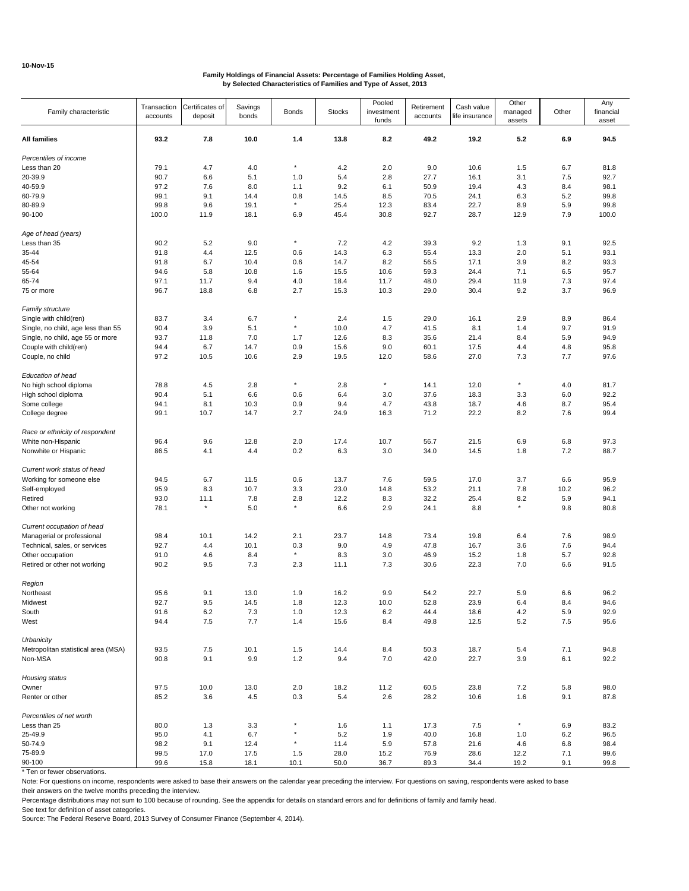10-Nov-15

**Family Holdings of Financial Assets: Percentage of Families Holding Asset, by Selected Characteristics of Families and Type of Asset, 2013**

| Family characteristic | Transaction accounts | Certificates of deposit | Savings bonds | Bonds | Stocks | Pooled investment funds | Retirement accounts | Cash value life insurance | Other managed assets | Other | Any financial asset |
|---|---|---|---|---|---|---|---|---|---|---|---|
| **All families** | **93.2** | **7.8** | **10.0** | **1.4** | **13.8** | **8.2** | **49.2** | **19.2** | **5.2** | **6.9** | **94.5** |
| *Percentiles of income* | | | | | | | | | | | |
| Less than 20 | 79.1 | 4.7 | 4.0 | * | 4.2 | 2.0 | 9.0 | 10.6 | 1.5 | 6.7 | 81.8 |
| 20-39.9 | 90.7 | 6.6 | 5.1 | 1.0 | 5.4 | 2.8 | 27.7 | 16.1 | 3.1 | 7.5 | 92.7 |
| 40-59.9 | 97.2 | 7.6 | 8.0 | 1.1 | 9.2 | 6.1 | 50.9 | 19.4 | 4.3 | 8.4 | 98.1 |
| 60-79.9 | 99.1 | 9.1 | 14.4 | 0.8 | 14.5 | 8.5 | 70.5 | 24.1 | 6.3 | 5.2 | 99.8 |
| 80-89.9 | 99.8 | 9.6 | 19.1 | * | 25.4 | 12.3 | 83.4 | 22.7 | 8.9 | 5.9 | 99.8 |
| 90-100 | 100.0 | 11.9 | 18.1 | 6.9 | 45.4 | 30.8 | 92.7 | 28.7 | 12.9 | 7.9 | 100.0 |
| *Age of head (years)* | | | | | | | | | | | |
| Less than 35 | 90.2 | 5.2 | 9.0 | * | 7.2 | 4.2 | 39.3 | 9.2 | 1.3 | 9.1 | 92.5 |
| 35-44 | 91.8 | 4.4 | 12.5 | 0.6 | 14.3 | 6.3 | 55.4 | 13.3 | 2.0 | 5.1 | 93.1 |
| 45-54 | 91.8 | 6.7 | 10.4 | 0.6 | 14.7 | 8.2 | 56.5 | 17.1 | 3.9 | 8.2 | 93.3 |
| 55-64 | 94.6 | 5.8 | 10.8 | 1.6 | 15.5 | 10.6 | 59.3 | 24.4 | 7.1 | 6.5 | 95.7 |
| 65-74 | 97.1 | 11.7 | 9.4 | 4.0 | 18.4 | 11.7 | 48.0 | 29.4 | 11.9 | 7.3 | 97.4 |
| 75 or more | 96.7 | 18.8 | 6.8 | 2.7 | 15.3 | 10.3 | 29.0 | 30.4 | 9.2 | 3.7 | 96.9 |
| *Family structure* | | | | | | | | | | | |
| Single with child(ren) | 83.7 | 3.4 | 6.7 | * | 2.4 | 1.5 | 29.0 | 16.1 | 2.9 | 8.9 | 86.4 |
| Single, no child, age less than 55 | 90.4 | 3.9 | 5.1 | * | 10.0 | 4.7 | 41.5 | 8.1 | 1.4 | 9.7 | 91.9 |
| Single, no child, age 55 or more | 93.7 | 11.8 | 7.0 | 1.7 | 12.6 | 8.3 | 35.6 | 21.4 | 8.4 | 5.9 | 94.9 |
| Couple with child(ren) | 94.4 | 6.7 | 14.7 | 0.9 | 15.6 | 9.0 | 60.1 | 17.5 | 4.4 | 4.8 | 95.8 |
| Couple, no child | 97.2 | 10.5 | 10.6 | 2.9 | 19.5 | 12.0 | 58.6 | 27.0 | 7.3 | 7.7 | 97.6 |
| *Education of head* | | | | | | | | | | | |
| No high school diploma | 78.8 | 4.5 | 2.8 | * | 2.8 | * | 14.1 | 12.0 | * | 4.0 | 81.7 |
| High school diploma | 90.4 | 5.1 | 6.6 | 0.6 | 6.4 | 3.0 | 37.6 | 18.3 | 3.3 | 6.0 | 92.2 |
| Some college | 94.1 | 8.1 | 10.3 | 0.9 | 9.4 | 4.7 | 43.8 | 18.7 | 4.6 | 8.7 | 95.4 |
| College degree | 99.1 | 10.7 | 14.7 | 2.7 | 24.9 | 16.3 | 71.2 | 22.2 | 8.2 | 7.6 | 99.4 |
| *Race or ethnicity of respondent* | | | | | | | | | | | |
| White non-Hispanic | 96.4 | 9.6 | 12.8 | 2.0 | 17.4 | 10.7 | 56.7 | 21.5 | 6.9 | 6.8 | 97.3 |
| Nonwhite or Hispanic | 86.5 | 4.1 | 4.4 | 0.2 | 6.3 | 3.0 | 34.0 | 14.5 | 1.8 | 7.2 | 88.7 |
| *Current work status of head* | | | | | | | | | | | |
| Working for someone else | 94.5 | 6.7 | 11.5 | 0.6 | 13.7 | 7.6 | 59.5 | 17.0 | 3.7 | 6.6 | 95.9 |
| Self-employed | 95.9 | 8.3 | 10.7 | 3.3 | 23.0 | 14.8 | 53.2 | 21.1 | 7.8 | 10.2 | 96.2 |
| Retired | 93.0 | 11.1 | 7.8 | 2.8 | 12.2 | 8.3 | 32.2 | 25.4 | 8.2 | 5.9 | 94.1 |
| Other not working | 78.1 | * | 5.0 | * | 6.6 | 2.9 | 24.1 | 8.8 | * | 9.8 | 80.8 |
| *Current occupation of head* | | | | | | | | | | | |
| Managerial or professional | 98.4 | 10.1 | 14.2 | 2.1 | 23.7 | 14.8 | 73.4 | 19.8 | 6.4 | 7.6 | 98.9 |
| Technical, sales, or services | 92.7 | 4.4 | 10.1 | 0.3 | 9.0 | 4.9 | 47.8 | 16.7 | 3.6 | 7.6 | 94.4 |
| Other occupation | 91.0 | 4.6 | 8.4 | * | 8.3 | 3.0 | 46.9 | 15.2 | 1.8 | 5.7 | 92.8 |
| Retired or other not working | 90.2 | 9.5 | 7.3 | 2.3 | 11.1 | 7.3 | 30.6 | 22.3 | 7.0 | 6.6 | 91.5 |
| *Region* | | | | | | | | | | | |
| Northeast | 95.6 | 9.1 | 13.0 | 1.9 | 16.2 | 9.9 | 54.2 | 22.7 | 5.9 | 6.6 | 96.2 |
| Midwest | 92.7 | 9.5 | 14.5 | 1.8 | 12.3 | 10.0 | 52.8 | 23.9 | 6.4 | 8.4 | 94.6 |
| South | 91.6 | 6.2 | 7.3 | 1.0 | 12.3 | 6.2 | 44.4 | 18.6 | 4.2 | 5.9 | 92.9 |
| West | 94.4 | 7.5 | 7.7 | 1.4 | 15.6 | 8.4 | 49.8 | 12.5 | 5.2 | 7.5 | 95.6 |
| *Urbanicity* | | | | | | | | | | | |
| Metropolitan statistical area (MSA) | 93.5 | 7.5 | 10.1 | 1.5 | 14.4 | 8.4 | 50.3 | 18.7 | 5.4 | 7.1 | 94.8 |
| Non-MSA | 90.8 | 9.1 | 9.9 | 1.2 | 9.4 | 7.0 | 42.0 | 22.7 | 3.9 | 6.1 | 92.2 |
| *Housing status* | | | | | | | | | | | |
| Owner | 97.5 | 10.0 | 13.0 | 2.0 | 18.2 | 11.2 | 60.5 | 23.8 | 7.2 | 5.8 | 98.0 |
| Renter or other | 85.2 | 3.6 | 4.5 | 0.3 | 5.4 | 2.6 | 28.2 | 10.6 | 1.6 | 9.1 | 87.8 |
| *Percentiles of net worth* | | | | | | | | | | | |
| Less than 25 | 80.0 | 1.3 | 3.3 | * | 1.6 | 1.1 | 17.3 | 7.5 | * | 6.9 | 83.2 |
| 25-49.9 | 95.0 | 4.1 | 6.7 | * | 5.2 | 1.9 | 40.0 | 16.8 | 1.0 | 6.2 | 96.5 |
| 50-74.9 | 98.2 | 9.1 | 12.4 | * | 11.4 | 5.9 | 57.8 | 21.6 | 4.6 | 6.8 | 98.4 |
| 75-89.9 | 99.5 | 17.0 | 17.5 | 1.5 | 28.0 | 15.2 | 76.9 | 28.6 | 12.2 | 7.1 | 99.6 |
| 90-100 | 99.6 | 15.8 | 18.1 | 10.1 | 50.0 | 36.7 | 89.3 | 34.4 | 19.2 | 9.1 | 99.8 |

* Ten or fewer observations.

Note: For questions on income, respondents were asked to base their answers on the calendar year preceding the interview. For questions on saving, respondents were asked to base their answers on the twelve months preceding the interview.

Percentage distributions may not sum to 100 because of rounding. See the appendix for details on standard errors and for definitions of family and family head.

See text for definition of asset categories.

Source: The Federal Reserve Board, 2013 Survey of Consumer Finance (September 4, 2014).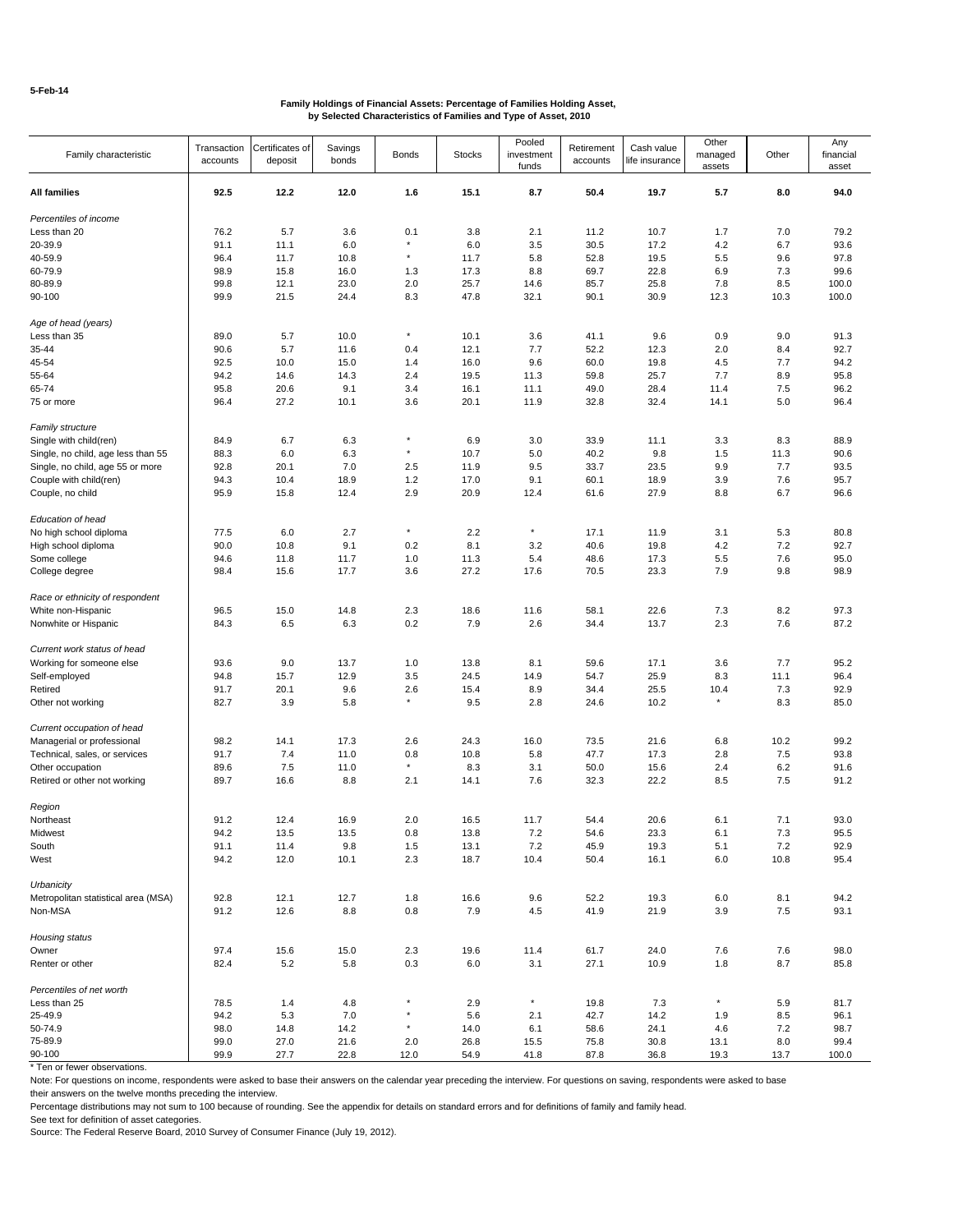5-Feb-14

**Family Holdings of Financial Assets: Percentage of Families Holding Asset, by Selected Characteristics of Families and Type of Asset, 2010**

| Family characteristic | Transaction accounts | Certificates of deposit | Savings bonds | Bonds | Stocks | Pooled investment funds | Retirement accounts | Cash value life insurance | Other managed assets | Other | Any financial asset |
|---|---|---|---|---|---|---|---|---|---|---|---|
| **All families** | **92.5** | **12.2** | **12.0** | **1.6** | **15.1** | **8.7** | **50.4** | **19.7** | **5.7** | **8.0** | **94.0** |
| *Percentiles of income* | | | | | | | | | | | |
| Less than 20 | 76.2 | 5.7 | 3.6 | 0.1 | 3.8 | 2.1 | 11.2 | 10.7 | 1.7 | 7.0 | 79.2 |
| 20-39.9 | 91.1 | 11.1 | 6.0 | * | 6.0 | 3.5 | 30.5 | 17.2 | 4.2 | 6.7 | 93.6 |
| 40-59.9 | 96.4 | 11.7 | 10.8 | * | 11.7 | 5.8 | 52.8 | 19.5 | 5.5 | 9.6 | 97.8 |
| 60-79.9 | 98.9 | 15.8 | 16.0 | 1.3 | 17.3 | 8.8 | 69.7 | 22.8 | 6.9 | 7.3 | 99.6 |
| 80-89.9 | 99.8 | 12.1 | 23.0 | 2.0 | 25.7 | 14.6 | 85.7 | 25.8 | 7.8 | 8.5 | 100.0 |
| 90-100 | 99.9 | 21.5 | 24.4 | 8.3 | 47.8 | 32.1 | 90.1 | 30.9 | 12.3 | 10.3 | 100.0 |
| *Age of head (years)* | | | | | | | | | | | |
| Less than 35 | 89.0 | 5.7 | 10.0 | * | 10.1 | 3.6 | 41.1 | 9.6 | 0.9 | 9.0 | 91.3 |
| 35-44 | 90.6 | 5.7 | 11.6 | 0.4 | 12.1 | 7.7 | 52.2 | 12.3 | 2.0 | 8.4 | 92.7 |
| 45-54 | 92.5 | 10.0 | 15.0 | 1.4 | 16.0 | 9.6 | 60.0 | 19.8 | 4.5 | 7.7 | 94.2 |
| 55-64 | 94.2 | 14.6 | 14.3 | 2.4 | 19.5 | 11.3 | 59.8 | 25.7 | 7.7 | 8.9 | 95.8 |
| 65-74 | 95.8 | 20.6 | 9.1 | 3.4 | 16.1 | 11.1 | 49.0 | 28.4 | 11.4 | 7.5 | 96.2 |
| 75 or more | 96.4 | 27.2 | 10.1 | 3.6 | 20.1 | 11.9 | 32.8 | 32.4 | 14.1 | 5.0 | 96.4 |
| *Family structure* | | | | | | | | | | | |
| Single with child(ren) | 84.9 | 6.7 | 6.3 | * | 6.9 | 3.0 | 33.9 | 11.1 | 3.3 | 8.3 | 88.9 |
| Single, no child, age less than 55 | 88.3 | 6.0 | 6.3 | * | 10.7 | 5.0 | 40.2 | 9.8 | 1.5 | 11.3 | 90.6 |
| Single, no child, age 55 or more | 92.8 | 20.1 | 7.0 | 2.5 | 11.9 | 9.5 | 33.7 | 23.5 | 9.9 | 7.7 | 93.5 |
| Couple with child(ren) | 94.3 | 10.4 | 18.9 | 1.2 | 17.0 | 9.1 | 60.1 | 18.9 | 3.9 | 7.6 | 95.7 |
| Couple, no child | 95.9 | 15.8 | 12.4 | 2.9 | 20.9 | 12.4 | 61.6 | 27.9 | 8.8 | 6.7 | 96.6 |
| *Education of head* | | | | | | | | | | | |
| No high school diploma | 77.5 | 6.0 | 2.7 | * | 2.2 | * | 17.1 | 11.9 | 3.1 | 5.3 | 80.8 |
| High school diploma | 90.0 | 10.8 | 9.1 | 0.2 | 8.1 | 3.2 | 40.6 | 19.8 | 4.2 | 7.2 | 92.7 |
| Some college | 94.6 | 11.8 | 11.7 | 1.0 | 11.3 | 5.4 | 48.6 | 17.3 | 5.5 | 7.6 | 95.0 |
| College degree | 98.4 | 15.6 | 17.7 | 3.6 | 27.2 | 17.6 | 70.5 | 23.3 | 7.9 | 9.8 | 98.9 |
| *Race or ethnicity of respondent* | | | | | | | | | | | |
| White non-Hispanic | 96.5 | 15.0 | 14.8 | 2.3 | 18.6 | 11.6 | 58.1 | 22.6 | 7.3 | 8.2 | 97.3 |
| Nonwhite or Hispanic | 84.3 | 6.5 | 6.3 | 0.2 | 7.9 | 2.6 | 34.4 | 13.7 | 2.3 | 7.6 | 87.2 |
| *Current work status of head* | | | | | | | | | | | |
| Working for someone else | 93.6 | 9.0 | 13.7 | 1.0 | 13.8 | 8.1 | 59.6 | 17.1 | 3.6 | 7.7 | 95.2 |
| Self-employed | 94.8 | 15.7 | 12.9 | 3.5 | 24.5 | 14.9 | 54.7 | 25.9 | 8.3 | 11.1 | 96.4 |
| Retired | 91.7 | 20.1 | 9.6 | 2.6 | 15.4 | 8.9 | 34.4 | 25.5 | 10.4 | 7.3 | 92.9 |
| Other not working | 82.7 | 3.9 | 5.8 | * | 9.5 | 2.8 | 24.6 | 10.2 | * | 8.3 | 85.0 |
| *Current occupation of head* | | | | | | | | | | | |
| Managerial or professional | 98.2 | 14.1 | 17.3 | 2.6 | 24.3 | 16.0 | 73.5 | 21.6 | 6.8 | 10.2 | 99.2 |
| Technical, sales, or services | 91.7 | 7.4 | 11.0 | 0.8 | 10.8 | 5.8 | 47.7 | 17.3 | 2.8 | 7.5 | 93.8 |
| Other occupation | 89.6 | 7.5 | 11.0 | * | 8.3 | 3.1 | 50.0 | 15.6 | 2.4 | 6.2 | 91.6 |
| Retired or other not working | 89.7 | 16.6 | 8.8 | 2.1 | 14.1 | 7.6 | 32.3 | 22.2 | 8.5 | 7.5 | 91.2 |
| *Region* | | | | | | | | | | | |
| Northeast | 91.2 | 12.4 | 16.9 | 2.0 | 16.5 | 11.7 | 54.4 | 20.6 | 6.1 | 7.1 | 93.0 |
| Midwest | 94.2 | 13.5 | 13.5 | 0.8 | 13.8 | 7.2 | 54.6 | 23.3 | 6.1 | 7.3 | 95.5 |
| South | 91.1 | 11.4 | 9.8 | 1.5 | 13.1 | 7.2 | 45.9 | 19.3 | 5.1 | 7.2 | 92.9 |
| West | 94.2 | 12.0 | 10.1 | 2.3 | 18.7 | 10.4 | 50.4 | 16.1 | 6.0 | 10.8 | 95.4 |
| *Urbanicity* | | | | | | | | | | | |
| Metropolitan statistical area (MSA) | 92.8 | 12.1 | 12.7 | 1.8 | 16.6 | 9.6 | 52.2 | 19.3 | 6.0 | 8.1 | 94.2 |
| Non-MSA | 91.2 | 12.6 | 8.8 | 0.8 | 7.9 | 4.5 | 41.9 | 21.9 | 3.9 | 7.5 | 93.1 |
| *Housing status* | | | | | | | | | | | |
| Owner | 97.4 | 15.6 | 15.0 | 2.3 | 19.6 | 11.4 | 61.7 | 24.0 | 7.6 | 7.6 | 98.0 |
| Renter or other | 82.4 | 5.2 | 5.8 | 0.3 | 6.0 | 3.1 | 27.1 | 10.9 | 1.8 | 8.7 | 85.8 |
| *Percentiles of net worth* | | | | | | | | | | | |
| Less than 25 | 78.5 | 1.4 | 4.8 | * | 2.9 | * | 19.8 | 7.3 | * | 5.9 | 81.7 |
| 25-49.9 | 94.2 | 5.3 | 7.0 | * | 5.6 | 2.1 | 42.7 | 14.2 | 1.9 | 8.5 | 96.1 |
| 50-74.9 | 98.0 | 14.8 | 14.2 | * | 14.0 | 6.1 | 58.6 | 24.1 | 4.6 | 7.2 | 98.7 |
| 75-89.9 | 99.0 | 27.0 | 21.6 | 2.0 | 26.8 | 15.5 | 75.8 | 30.8 | 13.1 | 8.0 | 99.4 |
| 90-100 | 99.9 | 27.7 | 22.8 | 12.0 | 54.9 | 41.8 | 87.8 | 36.8 | 19.3 | 13.7 | 100.0 |

* Ten or fewer observations.

Note: For questions on income, respondents were asked to base their answers on the calendar year preceding the interview. For questions on saving, respondents were asked to base their answers on the twelve months preceding the interview.

Percentage distributions may not sum to 100 because of rounding. See the appendix for details on standard errors and for definitions of family and family head.

See text for definition of asset categories.

Source: The Federal Reserve Board, 2010 Survey of Consumer Finance (July 19, 2012).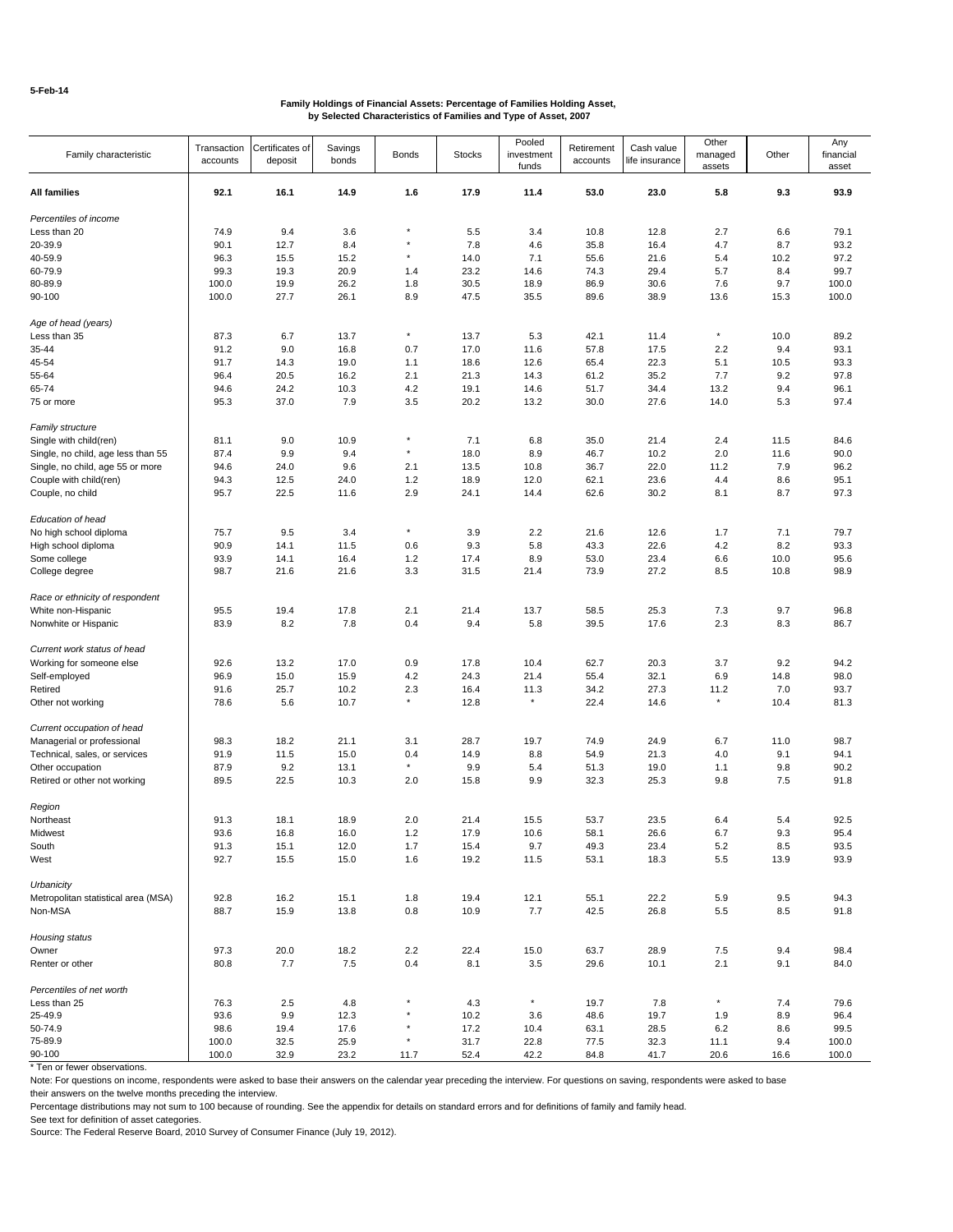5-Feb-14

**Family Holdings of Financial Assets: Percentage of Families Holding Asset, by Selected Characteristics of Families and Type of Asset, 2007**

| Family characteristic | Transaction accounts | Certificates of deposit | Savings bonds | Bonds | Stocks | Pooled investment funds | Retirement accounts | Cash value life insurance | Other managed assets | Other | Any financial asset |
|---|---|---|---|---|---|---|---|---|---|---|---|
| **All families** | **92.1** | **16.1** | **14.9** | **1.6** | **17.9** | **11.4** | **53.0** | **23.0** | **5.8** | **9.3** | **93.9** |
| *Percentiles of income* | | | | | | | | | | | |
| Less than 20 | 74.9 | 9.4 | 3.6 | * | 5.5 | 3.4 | 10.8 | 12.8 | 2.7 | 6.6 | 79.1 |
| 20-39.9 | 90.1 | 12.7 | 8.4 | * | 7.8 | 4.6 | 35.8 | 16.4 | 4.7 | 8.7 | 93.2 |
| 40-59.9 | 96.3 | 15.5 | 15.2 | * | 14.0 | 7.1 | 55.6 | 21.6 | 5.4 | 10.2 | 97.2 |
| 60-79.9 | 99.3 | 19.3 | 20.9 | 1.4 | 23.2 | 14.6 | 74.3 | 29.4 | 5.7 | 8.4 | 99.7 |
| 80-89.9 | 100.0 | 19.9 | 26.2 | 1.8 | 30.5 | 18.9 | 86.9 | 30.6 | 7.6 | 9.7 | 100.0 |
| 90-100 | 100.0 | 27.7 | 26.1 | 8.9 | 47.5 | 35.5 | 89.6 | 38.9 | 13.6 | 15.3 | 100.0 |
| *Age of head (years)* | | | | | | | | | | | |
| Less than 35 | 87.3 | 6.7 | 13.7 | * | 13.7 | 5.3 | 42.1 | 11.4 | * | 10.0 | 89.2 |
| 35-44 | 91.2 | 9.0 | 16.8 | 0.7 | 17.0 | 11.6 | 57.8 | 17.5 | 2.2 | 9.4 | 93.1 |
| 45-54 | 91.7 | 14.3 | 19.0 | 1.1 | 18.6 | 12.6 | 65.4 | 22.3 | 5.1 | 10.5 | 93.3 |
| 55-64 | 96.4 | 20.5 | 16.2 | 2.1 | 21.3 | 14.3 | 61.2 | 35.2 | 7.7 | 9.2 | 97.8 |
| 65-74 | 94.6 | 24.2 | 10.3 | 4.2 | 19.1 | 14.6 | 51.7 | 34.4 | 13.2 | 9.4 | 96.1 |
| 75 or more | 95.3 | 37.0 | 7.9 | 3.5 | 20.2 | 13.2 | 30.0 | 27.6 | 14.0 | 5.3 | 97.4 |
| *Family structure* | | | | | | | | | | | |
| Single with child(ren) | 81.1 | 9.0 | 10.9 | * | 7.1 | 6.8 | 35.0 | 21.4 | 2.4 | 11.5 | 84.6 |
| Single, no child, age less than 55 | 87.4 | 9.9 | 9.4 | * | 18.0 | 8.9 | 46.7 | 10.2 | 2.0 | 11.6 | 90.0 |
| Single, no child, age 55 or more | 94.6 | 24.0 | 9.6 | 2.1 | 13.5 | 10.8 | 36.7 | 22.0 | 11.2 | 7.9 | 96.2 |
| Couple with child(ren) | 94.3 | 12.5 | 24.0 | 1.2 | 18.9 | 12.0 | 62.1 | 23.6 | 4.4 | 8.6 | 95.1 |
| Couple, no child | 95.7 | 22.5 | 11.6 | 2.9 | 24.1 | 14.4 | 62.6 | 30.2 | 8.1 | 8.7 | 97.3 |
| *Education of head* | | | | | | | | | | | |
| No high school diploma | 75.7 | 9.5 | 3.4 | * | 3.9 | 2.2 | 21.6 | 12.6 | 1.7 | 7.1 | 79.7 |
| High school diploma | 90.9 | 14.1 | 11.5 | 0.6 | 9.3 | 5.8 | 43.3 | 22.6 | 4.2 | 8.2 | 93.3 |
| Some college | 93.9 | 14.1 | 16.4 | 1.2 | 17.4 | 8.9 | 53.0 | 23.4 | 6.6 | 10.0 | 95.6 |
| College degree | 98.7 | 21.6 | 21.6 | 3.3 | 31.5 | 21.4 | 73.9 | 27.2 | 8.5 | 10.8 | 98.9 |
| *Race or ethnicity of respondent* | | | | | | | | | | | |
| White non-Hispanic | 95.5 | 19.4 | 17.8 | 2.1 | 21.4 | 13.7 | 58.5 | 25.3 | 7.3 | 9.7 | 96.8 |
| Nonwhite or Hispanic | 83.9 | 8.2 | 7.8 | 0.4 | 9.4 | 5.8 | 39.5 | 17.6 | 2.3 | 8.3 | 86.7 |
| *Current work status of head* | | | | | | | | | | | |
| Working for someone else | 92.6 | 13.2 | 17.0 | 0.9 | 17.8 | 10.4 | 62.7 | 20.3 | 3.7 | 9.2 | 94.2 |
| Self-employed | 96.9 | 15.0 | 15.9 | 4.2 | 24.3 | 21.4 | 55.4 | 32.1 | 6.9 | 14.8 | 98.0 |
| Retired | 91.6 | 25.7 | 10.2 | 2.3 | 16.4 | 11.3 | 34.2 | 27.3 | 11.2 | 7.0 | 93.7 |
| Other not working | 78.6 | 5.6 | 10.7 | * | 12.8 | * | 22.4 | 14.6 | * | 10.4 | 81.3 |
| *Current occupation of head* | | | | | | | | | | | |
| Managerial or professional | 98.3 | 18.2 | 21.1 | 3.1 | 28.7 | 19.7 | 74.9 | 24.9 | 6.7 | 11.0 | 98.7 |
| Technical, sales, or services | 91.9 | 11.5 | 15.0 | 0.4 | 14.9 | 8.8 | 54.9 | 21.3 | 4.0 | 9.1 | 94.1 |
| Other occupation | 87.9 | 9.2 | 13.1 | * | 9.9 | 5.4 | 51.3 | 19.0 | 1.1 | 9.8 | 90.2 |
| Retired or other not working | 89.5 | 22.5 | 10.3 | 2.0 | 15.8 | 9.9 | 32.3 | 25.3 | 9.8 | 7.5 | 91.8 |
| *Region* | | | | | | | | | | | |
| Northeast | 91.3 | 18.1 | 18.9 | 2.0 | 21.4 | 15.5 | 53.7 | 23.5 | 6.4 | 5.4 | 92.5 |
| Midwest | 93.6 | 16.8 | 16.0 | 1.2 | 17.9 | 10.6 | 58.1 | 26.6 | 6.7 | 9.3 | 95.4 |
| South | 91.3 | 15.1 | 12.0 | 1.7 | 15.4 | 9.7 | 49.3 | 23.4 | 5.2 | 8.5 | 93.5 |
| West | 92.7 | 15.5 | 15.0 | 1.6 | 19.2 | 11.5 | 53.1 | 18.3 | 5.5 | 13.9 | 93.9 |
| *Urbanicity* | | | | | | | | | | | |
| Metropolitan statistical area (MSA) | 92.8 | 16.2 | 15.1 | 1.8 | 19.4 | 12.1 | 55.1 | 22.2 | 5.9 | 9.5 | 94.3 |
| Non-MSA | 88.7 | 15.9 | 13.8 | 0.8 | 10.9 | 7.7 | 42.5 | 26.8 | 5.5 | 8.5 | 91.8 |
| *Housing status* | | | | | | | | | | | |
| Owner | 97.3 | 20.0 | 18.2 | 2.2 | 22.4 | 15.0 | 63.7 | 28.9 | 7.5 | 9.4 | 98.4 |
| Renter or other | 80.8 | 7.7 | 7.5 | 0.4 | 8.1 | 3.5 | 29.6 | 10.1 | 2.1 | 9.1 | 84.0 |
| *Percentiles of net worth* | | | | | | | | | | | |
| Less than 25 | 76.3 | 2.5 | 4.8 | * | 4.3 | * | 19.7 | 7.8 | * | 7.4 | 79.6 |
| 25-49.9 | 93.6 | 9.9 | 12.3 | * | 10.2 | 3.6 | 48.6 | 19.7 | 1.9 | 8.9 | 96.4 |
| 50-74.9 | 98.6 | 19.4 | 17.6 | * | 17.2 | 10.4 | 63.1 | 28.5 | 6.2 | 8.6 | 99.5 |
| 75-89.9 | 100.0 | 32.5 | 25.9 | * | 31.7 | 22.8 | 77.5 | 32.3 | 11.1 | 9.4 | 100.0 |
| 90-100 | 100.0 | 32.9 | 23.2 | 11.7 | 52.4 | 42.2 | 84.8 | 41.7 | 20.6 | 16.6 | 100.0 |

* Ten or fewer observations.

Note: For questions on income, respondents were asked to base their answers on the calendar year preceding the interview. For questions on saving, respondents were asked to base their answers on the twelve months preceding the interview.

Percentage distributions may not sum to 100 because of rounding. See the appendix for details on standard errors and for definitions of family and family head.

See text for definition of asset categories.

Source: The Federal Reserve Board, 2010 Survey of Consumer Finance (July 19, 2012).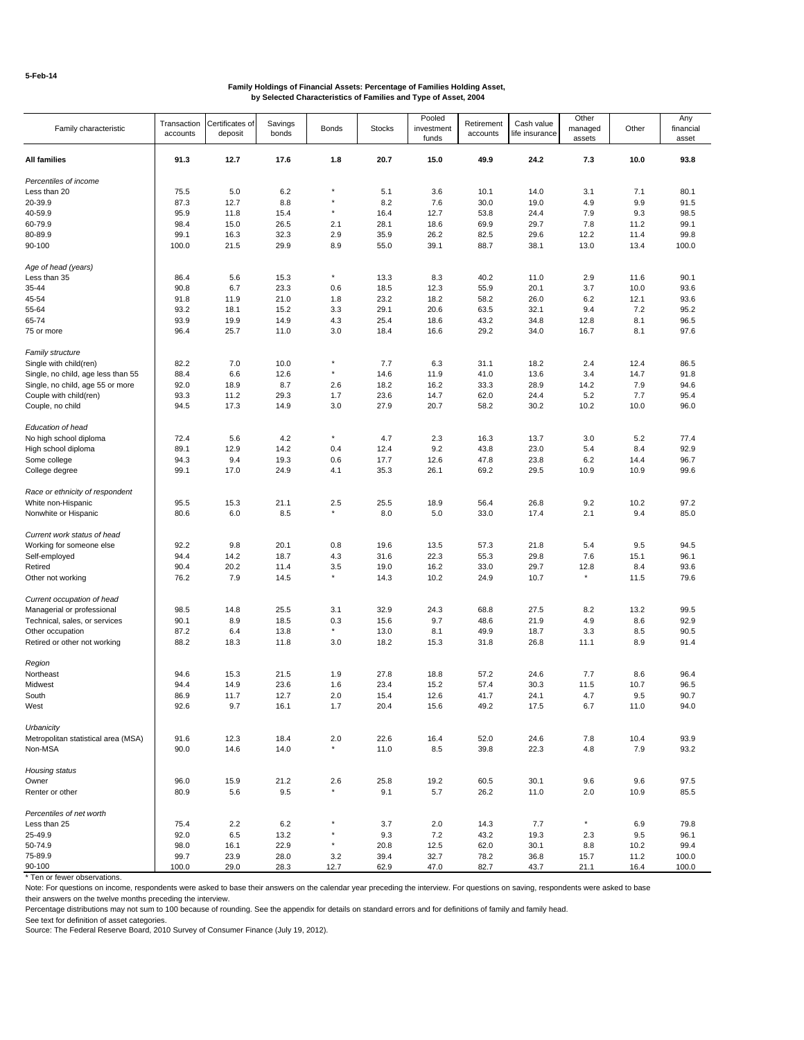5-Feb-14

**Family Holdings of Financial Assets: Percentage of Families Holding Asset, by Selected Characteristics of Families and Type of Asset, 2004**

| Family characteristic | Transaction accounts | Certificates of deposit | Savings bonds | Bonds | Stocks | Pooled investment funds | Retirement accounts | Cash value life insurance | Other managed assets | Other | Any financial asset |
|---|---|---|---|---|---|---|---|---|---|---|---|
| **All families** | **91.3** | **12.7** | **17.6** | **1.8** | **20.7** | **15.0** | **49.9** | **24.2** | **7.3** | **10.0** | **93.8** |
| *Percentiles of income* | | | | | | | | | | | |
| Less than 20 | 75.5 | 5.0 | 6.2 | * | 5.1 | 3.6 | 10.1 | 14.0 | 3.1 | 7.1 | 80.1 |
| 20-39.9 | 87.3 | 12.7 | 8.8 | * | 8.2 | 7.6 | 30.0 | 19.0 | 4.9 | 9.9 | 91.5 |
| 40-59.9 | 95.9 | 11.8 | 15.4 | * | 16.4 | 12.7 | 53.8 | 24.4 | 7.9 | 9.3 | 98.5 |
| 60-79.9 | 98.4 | 15.0 | 26.5 | 2.1 | 28.1 | 18.6 | 69.9 | 29.7 | 7.8 | 11.2 | 99.1 |
| 80-89.9 | 99.1 | 16.3 | 32.3 | 2.9 | 35.9 | 26.2 | 82.5 | 29.6 | 12.2 | 11.4 | 99.8 |
| 90-100 | 100.0 | 21.5 | 29.9 | 8.9 | 55.0 | 39.1 | 88.7 | 38.1 | 13.0 | 13.4 | 100.0 |
| *Age of head (years)* | | | | | | | | | | | |
| Less than 35 | 86.4 | 5.6 | 15.3 | * | 13.3 | 8.3 | 40.2 | 11.0 | 2.9 | 11.6 | 90.1 |
| 35-44 | 90.8 | 6.7 | 23.3 | 0.6 | 18.5 | 12.3 | 55.9 | 20.1 | 3.7 | 10.0 | 93.6 |
| 45-54 | 91.8 | 11.9 | 21.0 | 1.8 | 23.2 | 18.2 | 58.2 | 26.0 | 6.2 | 12.1 | 93.6 |
| 55-64 | 93.2 | 18.1 | 15.2 | 3.3 | 29.1 | 20.6 | 63.5 | 32.1 | 9.4 | 7.2 | 95.2 |
| 65-74 | 93.9 | 19.9 | 14.9 | 4.3 | 25.4 | 18.6 | 43.2 | 34.8 | 12.8 | 8.1 | 96.5 |
| 75 or more | 96.4 | 25.7 | 11.0 | 3.0 | 18.4 | 16.6 | 29.2 | 34.0 | 16.7 | 8.1 | 97.6 |
| *Family structure* | | | | | | | | | | | |
| Single with child(ren) | 82.2 | 7.0 | 10.0 | * | 7.7 | 6.3 | 31.1 | 18.2 | 2.4 | 12.4 | 86.5 |
| Single, no child, age less than 55 | 88.4 | 6.6 | 12.6 | * | 14.6 | 11.9 | 41.0 | 13.6 | 3.4 | 14.7 | 91.8 |
| Single, no child, age 55 or more | 92.0 | 18.9 | 8.7 | 2.6 | 18.2 | 16.2 | 33.3 | 28.9 | 14.2 | 7.9 | 94.6 |
| Couple with child(ren) | 93.3 | 11.2 | 29.3 | 1.7 | 23.6 | 14.7 | 62.0 | 24.4 | 5.2 | 7.7 | 95.4 |
| Couple, no child | 94.5 | 17.3 | 14.9 | 3.0 | 27.9 | 20.7 | 58.2 | 30.2 | 10.2 | 10.0 | 96.0 |
| *Education of head* | | | | | | | | | | | |
| No high school diploma | 72.4 | 5.6 | 4.2 | * | 4.7 | 2.3 | 16.3 | 13.7 | 3.0 | 5.2 | 77.4 |
| High school diploma | 89.1 | 12.9 | 14.2 | 0.4 | 12.4 | 9.2 | 43.8 | 23.0 | 5.4 | 8.4 | 92.9 |
| Some college | 94.3 | 9.4 | 19.3 | 0.6 | 17.7 | 12.6 | 47.8 | 23.8 | 6.2 | 14.4 | 96.7 |
| College degree | 99.1 | 17.0 | 24.9 | 4.1 | 35.3 | 26.1 | 69.2 | 29.5 | 10.9 | 10.9 | 99.6 |
| *Race or ethnicity of respondent* | | | | | | | | | | | |
| White non-Hispanic | 95.5 | 15.3 | 21.1 | 2.5 | 25.5 | 18.9 | 56.4 | 26.8 | 9.2 | 10.2 | 97.2 |
| Nonwhite or Hispanic | 80.6 | 6.0 | 8.5 | * | 8.0 | 5.0 | 33.0 | 17.4 | 2.1 | 9.4 | 85.0 |
| *Current work status of head* | | | | | | | | | | | |
| Working for someone else | 92.2 | 9.8 | 20.1 | 0.8 | 19.6 | 13.5 | 57.3 | 21.8 | 5.4 | 9.5 | 94.5 |
| Self-employed | 94.4 | 14.2 | 18.7 | 4.3 | 31.6 | 22.3 | 55.3 | 29.8 | 7.6 | 15.1 | 96.1 |
| Retired | 90.4 | 20.2 | 11.4 | 3.5 | 19.0 | 16.2 | 33.0 | 29.7 | 12.8 | 8.4 | 93.6 |
| Other not working | 76.2 | 7.9 | 14.5 | * | 14.3 | 10.2 | 24.9 | 10.7 | * | 11.5 | 79.6 |
| *Current occupation of head* | | | | | | | | | | | |
| Managerial or professional | 98.5 | 14.8 | 25.5 | 3.1 | 32.9 | 24.3 | 68.8 | 27.5 | 8.2 | 13.2 | 99.5 |
| Technical, sales, or services | 90.1 | 8.9 | 18.5 | 0.3 | 15.6 | 9.7 | 48.6 | 21.9 | 4.9 | 8.6 | 92.9 |
| Other occupation | 87.2 | 6.4 | 13.8 | * | 13.0 | 8.1 | 49.9 | 18.7 | 3.3 | 8.5 | 90.5 |
| Retired or other not working | 88.2 | 18.3 | 11.8 | 3.0 | 18.2 | 15.3 | 31.8 | 26.8 | 11.1 | 8.9 | 91.4 |
| *Region* | | | | | | | | | | | |
| Northeast | 94.6 | 15.3 | 21.5 | 1.9 | 27.8 | 18.8 | 57.2 | 24.6 | 7.7 | 8.6 | 96.4 |
| Midwest | 94.4 | 14.9 | 23.6 | 1.6 | 23.4 | 15.2 | 57.4 | 30.3 | 11.5 | 10.7 | 96.5 |
| South | 86.9 | 11.7 | 12.7 | 2.0 | 15.4 | 12.6 | 41.7 | 24.1 | 4.7 | 9.5 | 90.7 |
| West | 92.6 | 9.7 | 16.1 | 1.7 | 20.4 | 15.6 | 49.2 | 17.5 | 6.7 | 11.0 | 94.0 |
| *Urbanicity* | | | | | | | | | | | |
| Metropolitan statistical area (MSA) | 91.6 | 12.3 | 18.4 | 2.0 | 22.6 | 16.4 | 52.0 | 24.6 | 7.8 | 10.4 | 93.9 |
| Non-MSA | 90.0 | 14.6 | 14.0 | * | 11.0 | 8.5 | 39.8 | 22.3 | 4.8 | 7.9 | 93.2 |
| *Housing status* | | | | | | | | | | | |
| Owner | 96.0 | 15.9 | 21.2 | 2.6 | 25.8 | 19.2 | 60.5 | 30.1 | 9.6 | 9.6 | 97.5 |
| Renter or other | 80.9 | 5.6 | 9.5 | * | 9.1 | 5.7 | 26.2 | 11.0 | 2.0 | 10.9 | 85.5 |
| *Percentiles of net worth* | | | | | | | | | | | |
| Less than 25 | 75.4 | 2.2 | 6.2 | * | 3.7 | 2.0 | 14.3 | 7.7 | * | 6.9 | 79.8 |
| 25-49.9 | 92.0 | 6.5 | 13.2 | * | 9.3 | 7.2 | 43.2 | 19.3 | 2.3 | 9.5 | 96.1 |
| 50-74.9 | 98.0 | 16.1 | 22.9 | * | 20.8 | 12.5 | 62.0 | 30.1 | 8.8 | 10.2 | 99.4 |
| 75-89.9 | 99.7 | 23.9 | 28.0 | 3.2 | 39.4 | 32.7 | 78.2 | 36.8 | 15.7 | 11.2 | 100.0 |
| 90-100 | 100.0 | 29.0 | 28.3 | 12.7 | 62.9 | 47.0 | 82.7 | 43.7 | 21.1 | 16.4 | 100.0 |

\* Ten or fewer observations.

Note: For questions on income, respondents were asked to base their answers on the calendar year preceding the interview. For questions on saving, respondents were asked to base their answers on the twelve months preceding the interview.

Percentage distributions may not sum to 100 because of rounding. See the appendix for details on standard errors and for definitions of family and family head.

See text for definition of asset categories.

Source: The Federal Reserve Board, 2010 Survey of Consumer Finance (July 19, 2012).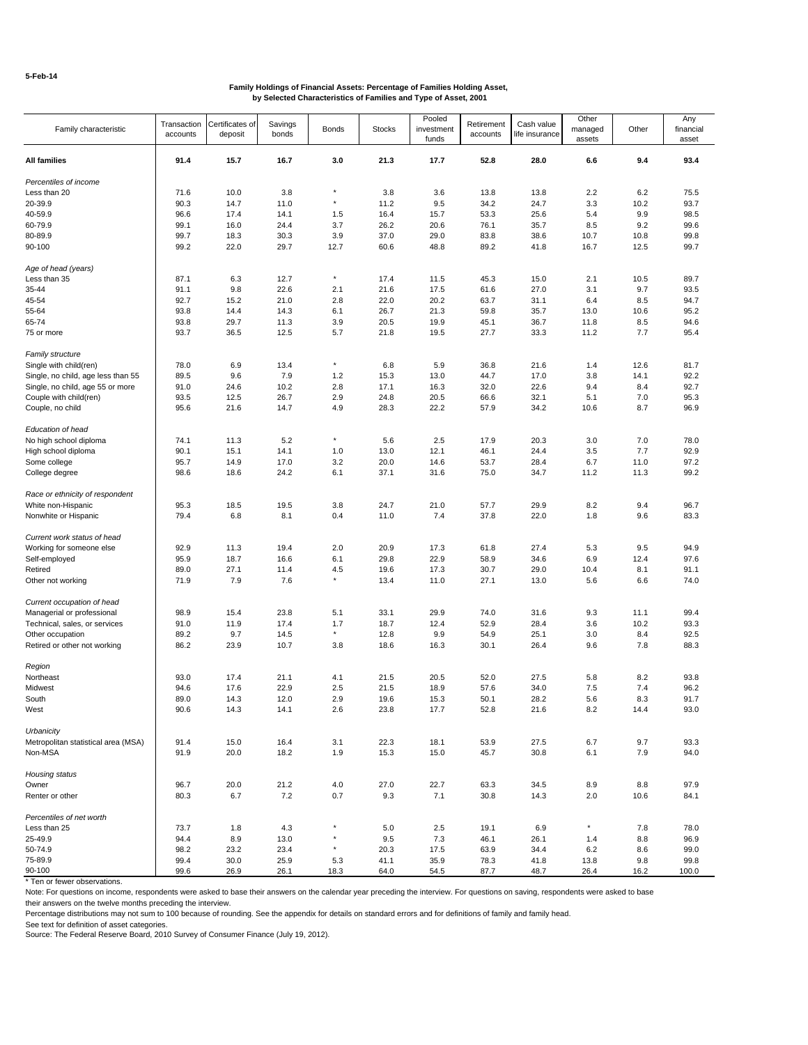5-Feb-14

**Family Holdings of Financial Assets: Percentage of Families Holding Asset, by Selected Characteristics of Families and Type of Asset, 2001**

| Family characteristic | Transaction accounts | Certificates of deposit | Savings bonds | Bonds | Stocks | Pooled investment funds | Retirement accounts | Cash value life insurance | Other managed assets | Other | Any financial asset |
|---|---|---|---|---|---|---|---|---|---|---|---|
| **All families** | **91.4** | **15.7** | **16.7** | **3.0** | **21.3** | **17.7** | **52.8** | **28.0** | **6.6** | **9.4** | **93.4** |
| *Percentiles of income* | | | | | | | | | | | |
| Less than 20 | 71.6 | 10.0 | 3.8 | * | 3.8 | 3.6 | 13.8 | 13.8 | 2.2 | 6.2 | 75.5 |
| 20-39.9 | 90.3 | 14.7 | 11.0 | * | 11.2 | 9.5 | 34.2 | 24.7 | 3.3 | 10.2 | 93.7 |
| 40-59.9 | 96.6 | 17.4 | 14.1 | 1.5 | 16.4 | 15.7 | 53.3 | 25.6 | 5.4 | 9.9 | 98.5 |
| 60-79.9 | 99.1 | 16.0 | 24.4 | 3.7 | 26.2 | 20.6 | 76.1 | 35.7 | 8.5 | 9.2 | 99.6 |
| 80-89.9 | 99.7 | 18.3 | 30.3 | 3.9 | 37.0 | 29.0 | 83.8 | 38.6 | 10.7 | 10.8 | 99.8 |
| 90-100 | 99.2 | 22.0 | 29.7 | 12.7 | 60.6 | 48.8 | 89.2 | 41.8 | 16.7 | 12.5 | 99.7 |
| *Age of head (years)* | | | | | | | | | | | |
| Less than 35 | 87.1 | 6.3 | 12.7 | * | 17.4 | 11.5 | 45.3 | 15.0 | 2.1 | 10.5 | 89.7 |
| 35-44 | 91.1 | 9.8 | 22.6 | 2.1 | 21.6 | 17.5 | 61.6 | 27.0 | 3.1 | 9.7 | 93.5 |
| 45-54 | 92.7 | 15.2 | 21.0 | 2.8 | 22.0 | 20.2 | 63.7 | 31.1 | 6.4 | 8.5 | 94.7 |
| 55-64 | 93.8 | 14.4 | 14.3 | 6.1 | 26.7 | 21.3 | 59.8 | 35.7 | 13.0 | 10.6 | 95.2 |
| 65-74 | 93.8 | 29.7 | 11.3 | 3.9 | 20.5 | 19.9 | 45.1 | 36.7 | 11.8 | 8.5 | 94.6 |
| 75 or more | 93.7 | 36.5 | 12.5 | 5.7 | 21.8 | 19.5 | 27.7 | 33.3 | 11.2 | 7.7 | 95.4 |
| *Family structure* | | | | | | | | | | | |
| Single with child(ren) | 78.0 | 6.9 | 13.4 | * | 6.8 | 5.9 | 36.8 | 21.6 | 1.4 | 12.6 | 81.7 |
| Single, no child, age less than 55 | 89.5 | 9.6 | 7.9 | 1.2 | 15.3 | 13.0 | 44.7 | 17.0 | 3.8 | 14.1 | 92.2 |
| Single, no child, age 55 or more | 91.0 | 24.6 | 10.2 | 2.8 | 17.1 | 16.3 | 32.0 | 22.6 | 9.4 | 8.4 | 92.7 |
| Couple with child(ren) | 93.5 | 12.5 | 26.7 | 2.9 | 24.8 | 20.5 | 66.6 | 32.1 | 5.1 | 7.0 | 95.3 |
| Couple, no child | 95.6 | 21.6 | 14.7 | 4.9 | 28.3 | 22.2 | 57.9 | 34.2 | 10.6 | 8.7 | 96.9 |
| *Education of head* | | | | | | | | | | | |
| No high school diploma | 74.1 | 11.3 | 5.2 | * | 5.6 | 2.5 | 17.9 | 20.3 | 3.0 | 7.0 | 78.0 |
| High school diploma | 90.1 | 15.1 | 14.1 | 1.0 | 13.0 | 12.1 | 46.1 | 24.4 | 3.5 | 7.7 | 92.9 |
| Some college | 95.7 | 14.9 | 17.0 | 3.2 | 20.0 | 14.6 | 53.7 | 28.4 | 6.7 | 11.0 | 97.2 |
| College degree | 98.6 | 18.6 | 24.2 | 6.1 | 37.1 | 31.6 | 75.0 | 34.7 | 11.2 | 11.3 | 99.2 |
| *Race or ethnicity of respondent* | | | | | | | | | | | |
| White non-Hispanic | 95.3 | 18.5 | 19.5 | 3.8 | 24.7 | 21.0 | 57.7 | 29.9 | 8.2 | 9.4 | 96.7 |
| Nonwhite or Hispanic | 79.4 | 6.8 | 8.1 | 0.4 | 11.0 | 7.4 | 37.8 | 22.0 | 1.8 | 9.6 | 83.3 |
| *Current work status of head* | | | | | | | | | | | |
| Working for someone else | 92.9 | 11.3 | 19.4 | 2.0 | 20.9 | 17.3 | 61.8 | 27.4 | 5.3 | 9.5 | 94.9 |
| Self-employed | 95.9 | 18.7 | 16.6 | 6.1 | 29.8 | 22.9 | 58.9 | 34.6 | 6.9 | 12.4 | 97.6 |
| Retired | 89.0 | 27.1 | 11.4 | 4.5 | 19.6 | 17.3 | 30.7 | 29.0 | 10.4 | 8.1 | 91.1 |
| Other not working | 71.9 | 7.9 | 7.6 | * | 13.4 | 11.0 | 27.1 | 13.0 | 5.6 | 6.6 | 74.0 |
| *Current occupation of head* | | | | | | | | | | | |
| Managerial or professional | 98.9 | 15.4 | 23.8 | 5.1 | 33.1 | 29.9 | 74.0 | 31.6 | 9.3 | 11.1 | 99.4 |
| Technical, sales, or services | 91.0 | 11.9 | 17.4 | 1.7 | 18.7 | 12.4 | 52.9 | 28.4 | 3.6 | 10.2 | 93.3 |
| Other occupation | 89.2 | 9.7 | 14.5 | * | 12.8 | 9.9 | 54.9 | 25.1 | 3.0 | 8.4 | 92.5 |
| Retired or other not working | 86.2 | 23.9 | 10.7 | 3.8 | 18.6 | 16.3 | 30.1 | 26.4 | 9.6 | 7.8 | 88.3 |
| *Region* | | | | | | | | | | | |
| Northeast | 93.0 | 17.4 | 21.1 | 4.1 | 21.5 | 20.5 | 52.0 | 27.5 | 5.8 | 8.2 | 93.8 |
| Midwest | 94.6 | 17.6 | 22.9 | 2.5 | 21.5 | 18.9 | 57.6 | 34.0 | 7.5 | 7.4 | 96.2 |
| South | 89.0 | 14.3 | 12.0 | 2.9 | 19.6 | 15.3 | 50.1 | 28.2 | 5.6 | 8.3 | 91.7 |
| West | 90.6 | 14.3 | 14.1 | 2.6 | 23.8 | 17.7 | 52.8 | 21.6 | 8.2 | 14.4 | 93.0 |
| *Urbanicity* | | | | | | | | | | | |
| Metropolitan statistical area (MSA) | 91.4 | 15.0 | 16.4 | 3.1 | 22.3 | 18.1 | 53.9 | 27.5 | 6.7 | 9.7 | 93.3 |
| Non-MSA | 91.9 | 20.0 | 18.2 | 1.9 | 15.3 | 15.0 | 45.7 | 30.8 | 6.1 | 7.9 | 94.0 |
| *Housing status* | | | | | | | | | | | |
| Owner | 96.7 | 20.0 | 21.2 | 4.0 | 27.0 | 22.7 | 63.3 | 34.5 | 8.9 | 8.8 | 97.9 |
| Renter or other | 80.3 | 6.7 | 7.2 | 0.7 | 9.3 | 7.1 | 30.8 | 14.3 | 2.0 | 10.6 | 84.1 |
| *Percentiles of net worth* | | | | | | | | | | | |
| Less than 25 | 73.7 | 1.8 | 4.3 | * | 5.0 | 2.5 | 19.1 | 6.9 | * | 7.8 | 78.0 |
| 25-49.9 | 94.4 | 8.9 | 13.0 | * | 9.5 | 7.3 | 46.1 | 26.1 | 1.4 | 8.8 | 96.9 |
| 50-74.9 | 98.2 | 23.2 | 23.4 | * | 20.3 | 17.5 | 63.9 | 34.4 | 6.2 | 8.6 | 99.0 |
| 75-89.9 | 99.4 | 30.0 | 25.9 | 5.3 | 41.1 | 35.9 | 78.3 | 41.8 | 13.8 | 9.8 | 99.8 |
| 90-100 | 99.6 | 26.9 | 26.1 | 18.3 | 64.0 | 54.5 | 87.7 | 48.7 | 26.4 | 16.2 | 100.0 |

* Ten or fewer observations.

Note: For questions on income, respondents were asked to base their answers on the calendar year preceding the interview. For questions on saving, respondents were asked to base their answers on the twelve months preceding the interview.

Percentage distributions may not sum to 100 because of rounding. See the appendix for details on standard errors and for definitions of family and family head.

See text for definition of asset categories.

Source: The Federal Reserve Board, 2010 Survey of Consumer Finance (July 19, 2012).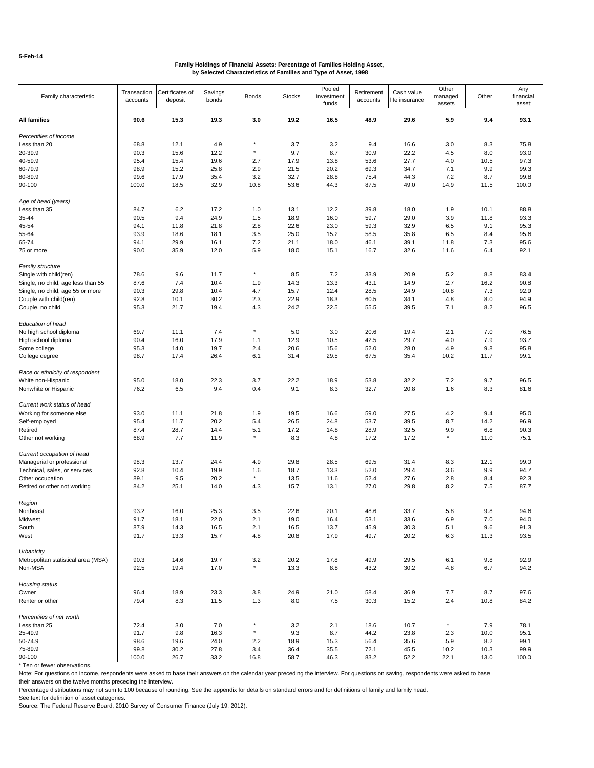5-Feb-14

### Family Holdings of Financial Assets: Percentage of Families Holding Asset, by Selected Characteristics of Families and Type of Asset, 1998

| Family characteristic | Transaction accounts | Certificates of deposit | Savings bonds | Bonds | Stocks | Pooled investment funds | Retirement accounts | Cash value life insurance | Other managed assets | Other | Any financial asset |
|---|---|---|---|---|---|---|---|---|---|---|---|
| **All families** | **90.6** | **15.3** | **19.3** | **3.0** | **19.2** | **16.5** | **48.9** | **29.6** | **5.9** | **9.4** | **93.1** |
| *Percentiles of income* | | | | | | | | | | | |
| Less than 20 | 68.8 | 12.1 | 4.9 | * | 3.7 | 3.2 | 9.4 | 16.6 | 3.0 | 8.3 | 75.8 |
| 20-39.9 | 90.3 | 15.6 | 12.2 | * | 9.7 | 8.7 | 30.9 | 22.2 | 4.5 | 8.0 | 93.0 |
| 40-59.9 | 95.4 | 15.4 | 19.6 | 2.7 | 17.9 | 13.8 | 53.6 | 27.7 | 4.0 | 10.5 | 97.3 |
| 60-79.9 | 98.9 | 15.2 | 25.8 | 2.9 | 21.5 | 20.2 | 69.3 | 34.7 | 7.1 | 9.9 | 99.3 |
| 80-89.9 | 99.6 | 17.9 | 35.4 | 3.2 | 32.7 | 28.8 | 75.4 | 44.3 | 7.2 | 8.7 | 99.8 |
| 90-100 | 100.0 | 18.5 | 32.9 | 10.8 | 53.6 | 44.3 | 87.5 | 49.0 | 14.9 | 11.5 | 100.0 |
| *Age of head (years)* | | | | | | | | | | | |
| Less than 35 | 84.7 | 6.2 | 17.2 | 1.0 | 13.1 | 12.2 | 39.8 | 18.0 | 1.9 | 10.1 | 88.8 |
| 35-44 | 90.5 | 9.4 | 24.9 | 1.5 | 18.9 | 16.0 | 59.7 | 29.0 | 3.9 | 11.8 | 93.3 |
| 45-54 | 94.1 | 11.8 | 21.8 | 2.8 | 22.6 | 23.0 | 59.3 | 32.9 | 6.5 | 9.1 | 95.3 |
| 55-64 | 93.9 | 18.6 | 18.1 | 3.5 | 25.0 | 15.2 | 58.5 | 35.8 | 6.5 | 8.4 | 95.6 |
| 65-74 | 94.1 | 29.9 | 16.1 | 7.2 | 21.1 | 18.0 | 46.1 | 39.1 | 11.8 | 7.3 | 95.6 |
| 75 or more | 90.0 | 35.9 | 12.0 | 5.9 | 18.0 | 15.1 | 16.7 | 32.6 | 11.6 | 6.4 | 92.1 |
| *Family structure* | | | | | | | | | | | |
| Single with child(ren) | 78.6 | 9.6 | 11.7 | * | 8.5 | 7.2 | 33.9 | 20.9 | 5.2 | 8.8 | 83.4 |
| Single, no child, age less than 55 | 87.6 | 7.4 | 10.4 | 1.9 | 14.3 | 13.3 | 43.1 | 14.9 | 2.7 | 16.2 | 90.8 |
| Single, no child, age 55 or more | 90.3 | 29.8 | 10.4 | 4.7 | 15.7 | 12.4 | 28.5 | 24.9 | 10.8 | 7.3 | 92.9 |
| Couple with child(ren) | 92.8 | 10.1 | 30.2 | 2.3 | 22.9 | 18.3 | 60.5 | 34.1 | 4.8 | 8.0 | 94.9 |
| Couple, no child | 95.3 | 21.7 | 19.4 | 4.3 | 24.2 | 22.5 | 55.5 | 39.5 | 7.1 | 8.2 | 96.5 |
| *Education of head* | | | | | | | | | | | |
| No high school diploma | 69.7 | 11.1 | 7.4 | * | 5.0 | 3.0 | 20.6 | 19.4 | 2.1 | 7.0 | 76.5 |
| High school diploma | 90.4 | 16.0 | 17.9 | 1.1 | 12.9 | 10.5 | 42.5 | 29.7 | 4.0 | 7.9 | 93.7 |
| Some college | 95.3 | 14.0 | 19.7 | 2.4 | 20.6 | 15.6 | 52.0 | 28.0 | 4.9 | 9.8 | 95.8 |
| College degree | 98.7 | 17.4 | 26.4 | 6.1 | 31.4 | 29.5 | 67.5 | 35.4 | 10.2 | 11.7 | 99.1 |
| *Race or ethnicity of respondent* | | | | | | | | | | | |
| White non-Hispanic | 95.0 | 18.0 | 22.3 | 3.7 | 22.2 | 18.9 | 53.8 | 32.2 | 7.2 | 9.7 | 96.5 |
| Nonwhite or Hispanic | 76.2 | 6.5 | 9.4 | 0.4 | 9.1 | 8.3 | 32.7 | 20.8 | 1.6 | 8.3 | 81.6 |
| *Current work status of head* | | | | | | | | | | | |
| Working for someone else | 93.0 | 11.1 | 21.8 | 1.9 | 19.5 | 16.6 | 59.0 | 27.5 | 4.2 | 9.4 | 95.0 |
| Self-employed | 95.4 | 11.7 | 20.2 | 5.4 | 26.5 | 24.8 | 53.7 | 39.5 | 8.7 | 14.2 | 96.9 |
| Retired | 87.4 | 28.7 | 14.4 | 5.1 | 17.2 | 14.8 | 28.9 | 32.5 | 9.9 | 6.8 | 90.3 |
| Other not working | 68.9 | 7.7 | 11.9 | * | 8.3 | 4.8 | 17.2 | 17.2 | * | 11.0 | 75.1 |
| *Current occupation of head* | | | | | | | | | | | |
| Managerial or professional | 98.3 | 13.7 | 24.4 | 4.9 | 29.8 | 28.5 | 69.5 | 31.4 | 8.3 | 12.1 | 99.0 |
| Technical, sales, or services | 92.8 | 10.4 | 19.9 | 1.6 | 18.7 | 13.3 | 52.0 | 29.4 | 3.6 | 9.9 | 94.7 |
| Other occupation | 89.1 | 9.5 | 20.2 | * | 13.5 | 11.6 | 52.4 | 27.6 | 2.8 | 8.4 | 92.3 |
| Retired or other not working | 84.2 | 25.1 | 14.0 | 4.3 | 15.7 | 13.1 | 27.0 | 29.8 | 8.2 | 7.5 | 87.7 |
| *Region* | | | | | | | | | | | |
| Northeast | 93.2 | 16.0 | 25.3 | 3.5 | 22.6 | 20.1 | 48.6 | 33.7 | 5.8 | 9.8 | 94.6 |
| Midwest | 91.7 | 18.1 | 22.0 | 2.1 | 19.0 | 16.4 | 53.1 | 33.6 | 6.9 | 7.0 | 94.0 |
| South | 87.9 | 14.3 | 16.5 | 2.1 | 16.5 | 13.7 | 45.9 | 30.3 | 5.1 | 9.6 | 91.3 |
| West | 91.7 | 13.3 | 15.7 | 4.8 | 20.8 | 17.9 | 49.7 | 20.2 | 6.3 | 11.3 | 93.5 |
| *Urbanicity* | | | | | | | | | | | |
| Metropolitan statistical area (MSA) | 90.3 | 14.6 | 19.7 | 3.2 | 20.2 | 17.8 | 49.9 | 29.5 | 6.1 | 9.8 | 92.9 |
| Non-MSA | 92.5 | 19.4 | 17.0 | * | 13.3 | 8.8 | 43.2 | 30.2 | 4.8 | 6.7 | 94.2 |
| *Housing status* | | | | | | | | | | | |
| Owner | 96.4 | 18.9 | 23.3 | 3.8 | 24.9 | 21.0 | 58.4 | 36.9 | 7.7 | 8.7 | 97.6 |
| Renter or other | 79.4 | 8.3 | 11.5 | 1.3 | 8.0 | 7.5 | 30.3 | 15.2 | 2.4 | 10.8 | 84.2 |
| *Percentiles of net worth* | | | | | | | | | | | |
| Less than 25 | 72.4 | 3.0 | 7.0 | * | 3.2 | 2.1 | 18.6 | 10.7 | * | 7.9 | 78.1 |
| 25-49.9 | 91.7 | 9.8 | 16.3 | * | 9.3 | 8.7 | 44.2 | 23.8 | 2.3 | 10.0 | 95.1 |
| 50-74.9 | 98.6 | 19.6 | 24.0 | 2.2 | 18.9 | 15.3 | 56.4 | 35.6 | 5.9 | 8.2 | 99.1 |
| 75-89.9 | 99.8 | 30.2 | 27.8 | 3.4 | 36.4 | 35.5 | 72.1 | 45.5 | 10.2 | 10.3 | 99.9 |
| 90-100 | 100.0 | 26.7 | 33.2 | 16.8 | 58.7 | 46.3 | 83.2 | 52.2 | 22.1 | 13.0 | 100.0 |

* Ten or fewer observations.

Note: For questions on income, respondents were asked to base their answers on the calendar year preceding the interview. For questions on saving, respondents were asked to base their answers on the twelve months preceding the interview.

Percentage distributions may not sum to 100 because of rounding. See the appendix for details on standard errors and for definitions of family and family head.

See text for definition of asset categories.

Source: The Federal Reserve Board, 2010 Survey of Consumer Finance (July 19, 2012).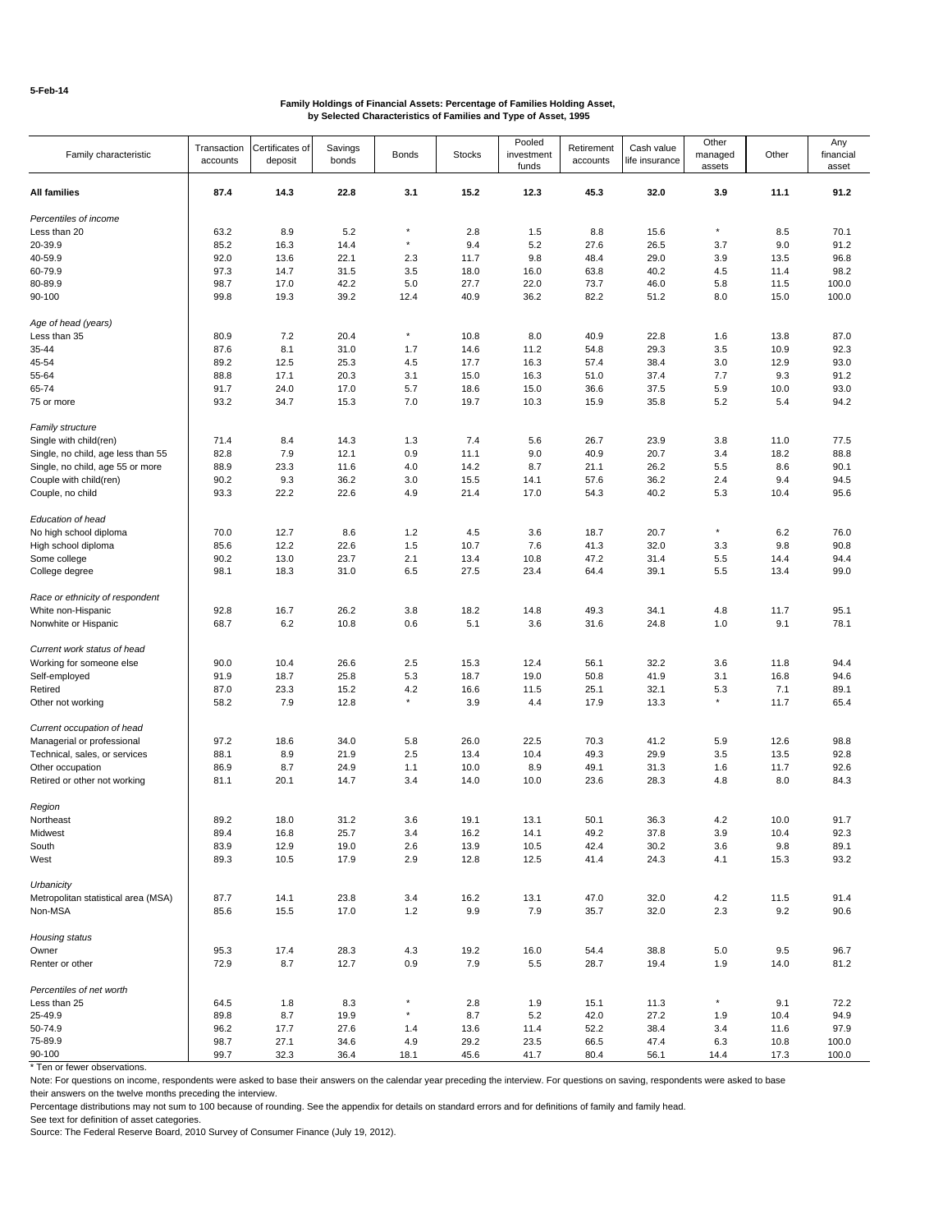5-Feb-14

**Family Holdings of Financial Assets: Percentage of Families Holding Asset, by Selected Characteristics of Families and Type of Asset, 1995**

| Family characteristic | Transaction accounts | Certificates of deposit | Savings bonds | Bonds | Stocks | Pooled investment funds | Retirement accounts | Cash value life insurance | Other managed assets | Other | Any financial asset |
|---|---|---|---|---|---|---|---|---|---|---|---|
| **All families** | **87.4** | **14.3** | **22.8** | **3.1** | **15.2** | **12.3** | **45.3** | **32.0** | **3.9** | **11.1** | **91.2** |
| *Percentiles of income* | | | | | | | | | | | |
| Less than 20 | 63.2 | 8.9 | 5.2 | * | 2.8 | 1.5 | 8.8 | 15.6 | * | 8.5 | 70.1 |
| 20-39.9 | 85.2 | 16.3 | 14.4 | * | 9.4 | 5.2 | 27.6 | 26.5 | 3.7 | 9.0 | 91.2 |
| 40-59.9 | 92.0 | 13.6 | 22.1 | 2.3 | 11.7 | 9.8 | 48.4 | 29.0 | 3.9 | 13.5 | 96.8 |
| 60-79.9 | 97.3 | 14.7 | 31.5 | 3.5 | 18.0 | 16.0 | 63.8 | 40.2 | 4.5 | 11.4 | 98.2 |
| 80-89.9 | 98.7 | 17.0 | 42.2 | 5.0 | 27.7 | 22.0 | 73.7 | 46.0 | 5.8 | 11.5 | 100.0 |
| 90-100 | 99.8 | 19.3 | 39.2 | 12.4 | 40.9 | 36.2 | 82.2 | 51.2 | 8.0 | 15.0 | 100.0 |
| *Age of head (years)* | | | | | | | | | | | |
| Less than 35 | 80.9 | 7.2 | 20.4 | * | 10.8 | 8.0 | 40.9 | 22.8 | 1.6 | 13.8 | 87.0 |
| 35-44 | 87.6 | 8.1 | 31.0 | 1.7 | 14.6 | 11.2 | 54.8 | 29.3 | 3.5 | 10.9 | 92.3 |
| 45-54 | 89.2 | 12.5 | 25.3 | 4.5 | 17.7 | 16.3 | 57.4 | 38.4 | 3.0 | 12.9 | 93.0 |
| 55-64 | 88.8 | 17.1 | 20.3 | 3.1 | 15.0 | 16.3 | 51.0 | 37.4 | 7.7 | 9.3 | 91.2 |
| 65-74 | 91.7 | 24.0 | 17.0 | 5.7 | 18.6 | 15.0 | 36.6 | 37.5 | 5.9 | 10.0 | 93.0 |
| 75 or more | 93.2 | 34.7 | 15.3 | 7.0 | 19.7 | 10.3 | 15.9 | 35.8 | 5.2 | 5.4 | 94.2 |
| *Family structure* | | | | | | | | | | | |
| Single with child(ren) | 71.4 | 8.4 | 14.3 | 1.3 | 7.4 | 5.6 | 26.7 | 23.9 | 3.8 | 11.0 | 77.5 |
| Single, no child, age less than 55 | 82.8 | 7.9 | 12.1 | 0.9 | 11.1 | 9.0 | 40.9 | 20.7 | 3.4 | 18.2 | 88.8 |
| Single, no child, age 55 or more | 88.9 | 23.3 | 11.6 | 4.0 | 14.2 | 8.7 | 21.1 | 26.2 | 5.5 | 8.6 | 90.1 |
| Couple with child(ren) | 90.2 | 9.3 | 36.2 | 3.0 | 15.5 | 14.1 | 57.6 | 36.2 | 2.4 | 9.4 | 94.5 |
| Couple, no child | 93.3 | 22.2 | 22.6 | 4.9 | 21.4 | 17.0 | 54.3 | 40.2 | 5.3 | 10.4 | 95.6 |
| *Education of head* | | | | | | | | | | | |
| No high school diploma | 70.0 | 12.7 | 8.6 | 1.2 | 4.5 | 3.6 | 18.7 | 20.7 | * | 6.2 | 76.0 |
| High school diploma | 85.6 | 12.2 | 22.6 | 1.5 | 10.7 | 7.6 | 41.3 | 32.0 | 3.3 | 9.8 | 90.8 |
| Some college | 90.2 | 13.0 | 23.7 | 2.1 | 13.4 | 10.8 | 47.2 | 31.4 | 5.5 | 14.4 | 94.4 |
| College degree | 98.1 | 18.3 | 31.0 | 6.5 | 27.5 | 23.4 | 64.4 | 39.1 | 5.5 | 13.4 | 99.0 |
| *Race or ethnicity of respondent* | | | | | | | | | | | |
| White non-Hispanic | 92.8 | 16.7 | 26.2 | 3.8 | 18.2 | 14.8 | 49.3 | 34.1 | 4.8 | 11.7 | 95.1 |
| Nonwhite or Hispanic | 68.7 | 6.2 | 10.8 | 0.6 | 5.1 | 3.6 | 31.6 | 24.8 | 1.0 | 9.1 | 78.1 |
| *Current work status of head* | | | | | | | | | | | |
| Working for someone else | 90.0 | 10.4 | 26.6 | 2.5 | 15.3 | 12.4 | 56.1 | 32.2 | 3.6 | 11.8 | 94.4 |
| Self-employed | 91.9 | 18.7 | 25.8 | 5.3 | 18.7 | 19.0 | 50.8 | 41.9 | 3.1 | 16.8 | 94.6 |
| Retired | 87.0 | 23.3 | 15.2 | 4.2 | 16.6 | 11.5 | 25.1 | 32.1 | 5.3 | 7.1 | 89.1 |
| Other not working | 58.2 | 7.9 | 12.8 | * | 3.9 | 4.4 | 17.9 | 13.3 | * | 11.7 | 65.4 |
| *Current occupation of head* | | | | | | | | | | | |
| Managerial or professional | 97.2 | 18.6 | 34.0 | 5.8 | 26.0 | 22.5 | 70.3 | 41.2 | 5.9 | 12.6 | 98.8 |
| Technical, sales, or services | 88.1 | 8.9 | 21.9 | 2.5 | 13.4 | 10.4 | 49.3 | 29.9 | 3.5 | 13.5 | 92.8 |
| Other occupation | 86.9 | 8.7 | 24.9 | 1.1 | 10.0 | 8.9 | 49.1 | 31.3 | 1.6 | 11.7 | 92.6 |
| Retired or other not working | 81.1 | 20.1 | 14.7 | 3.4 | 14.0 | 10.0 | 23.6 | 28.3 | 4.8 | 8.0 | 84.3 |
| *Region* | | | | | | | | | | | |
| Northeast | 89.2 | 18.0 | 31.2 | 3.6 | 19.1 | 13.1 | 50.1 | 36.3 | 4.2 | 10.0 | 91.7 |
| Midwest | 89.4 | 16.8 | 25.7 | 3.4 | 16.2 | 14.1 | 49.2 | 37.8 | 3.9 | 10.4 | 92.3 |
| South | 83.9 | 12.9 | 19.0 | 2.6 | 13.9 | 10.5 | 42.4 | 30.2 | 3.6 | 9.8 | 89.1 |
| West | 89.3 | 10.5 | 17.9 | 2.9 | 12.8 | 12.5 | 41.4 | 24.3 | 4.1 | 15.3 | 93.2 |
| *Urbanicity* | | | | | | | | | | | |
| Metropolitan statistical area (MSA) | 87.7 | 14.1 | 23.8 | 3.4 | 16.2 | 13.1 | 47.0 | 32.0 | 4.2 | 11.5 | 91.4 |
| Non-MSA | 85.6 | 15.5 | 17.0 | 1.2 | 9.9 | 7.9 | 35.7 | 32.0 | 2.3 | 9.2 | 90.6 |
| *Housing status* | | | | | | | | | | | |
| Owner | 95.3 | 17.4 | 28.3 | 4.3 | 19.2 | 16.0 | 54.4 | 38.8 | 5.0 | 9.5 | 96.7 |
| Renter or other | 72.9 | 8.7 | 12.7 | 0.9 | 7.9 | 5.5 | 28.7 | 19.4 | 1.9 | 14.0 | 81.2 |
| *Percentiles of net worth* | | | | | | | | | | | |
| Less than 25 | 64.5 | 1.8 | 8.3 | * | 2.8 | 1.9 | 15.1 | 11.3 | * | 9.1 | 72.2 |
| 25-49.9 | 89.8 | 8.7 | 19.9 | * | 8.7 | 5.2 | 42.0 | 27.2 | 1.9 | 10.4 | 94.9 |
| 50-74.9 | 96.2 | 17.7 | 27.6 | 1.4 | 13.6 | 11.4 | 52.2 | 38.4 | 3.4 | 11.6 | 97.9 |
| 75-89.9 | 98.7 | 27.1 | 34.6 | 4.9 | 29.2 | 23.5 | 66.5 | 47.4 | 6.3 | 10.8 | 100.0 |
| 90-100 | 99.7 | 32.3 | 36.4 | 18.1 | 45.6 | 41.7 | 80.4 | 56.1 | 14.4 | 17.3 | 100.0 |

* Ten or fewer observations.

Note: For questions on income, respondents were asked to base their answers on the calendar year preceding the interview. For questions on saving, respondents were asked to base their answers on the twelve months preceding the interview.

Percentage distributions may not sum to 100 because of rounding. See the appendix for details on standard errors and for definitions of family and family head.

See text for definition of asset categories.

Source: The Federal Reserve Board, 2010 Survey of Consumer Finance (July 19, 2012).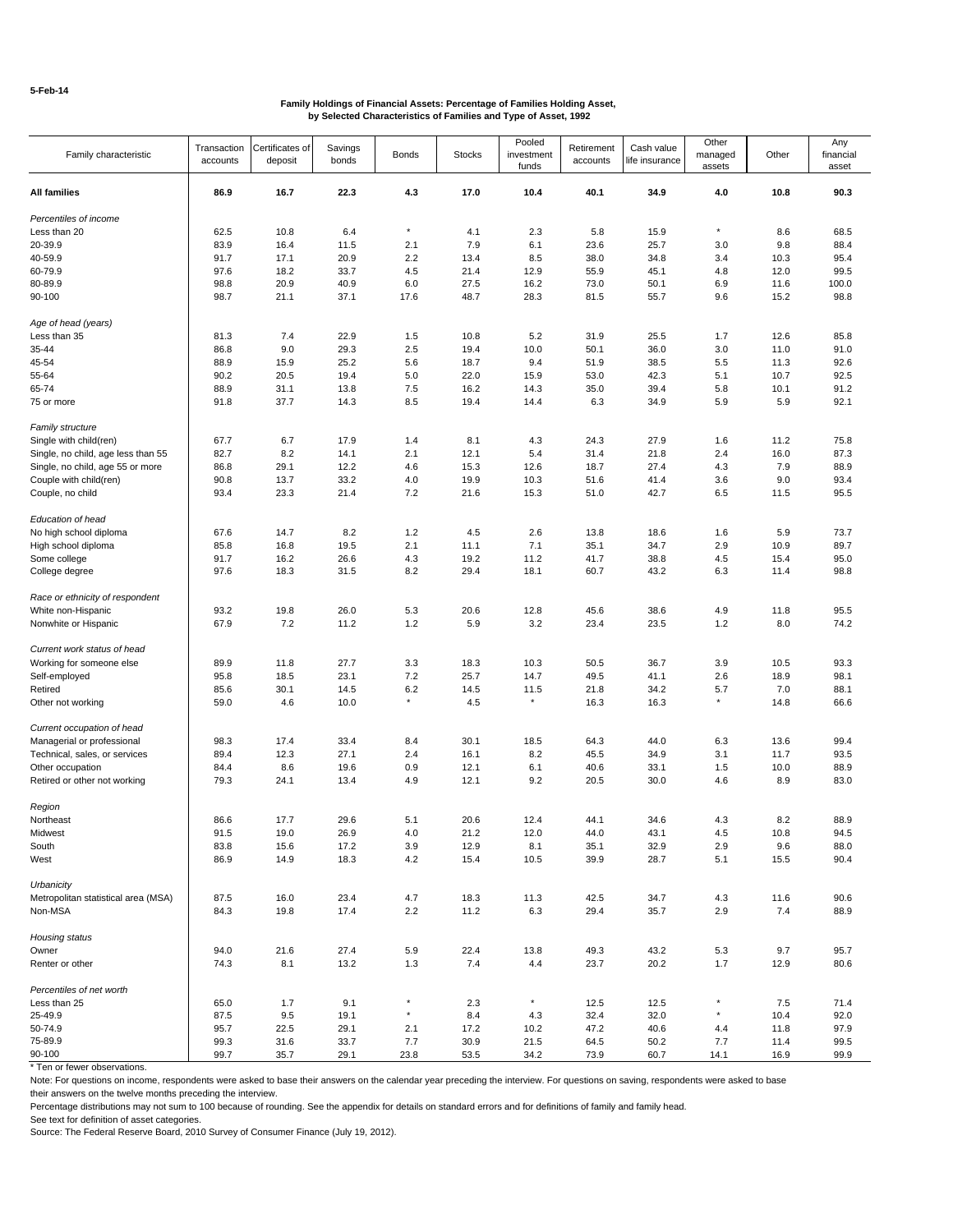5-Feb-14

**Family Holdings of Financial Assets: Percentage of Families Holding Asset, by Selected Characteristics of Families and Type of Asset, 1992**

| Family characteristic | Transaction accounts | Certificates of deposit | Savings bonds | Bonds | Stocks | Pooled investment funds | Retirement accounts | Cash value life insurance | Other managed assets | Other | Any financial asset |
|---|---|---|---|---|---|---|---|---|---|---|---|
| **All families** | **86.9** | **16.7** | **22.3** | **4.3** | **17.0** | **10.4** | **40.1** | **34.9** | **4.0** | **10.8** | **90.3** |
| *Percentiles of income* | | | | | | | | | | | |
| Less than 20 | 62.5 | 10.8 | 6.4 | * | 4.1 | 2.3 | 5.8 | 15.9 | * | 8.6 | 68.5 |
| 20-39.9 | 83.9 | 16.4 | 11.5 | 2.1 | 7.9 | 6.1 | 23.6 | 25.7 | 3.0 | 9.8 | 88.4 |
| 40-59.9 | 91.7 | 17.1 | 20.9 | 2.2 | 13.4 | 8.5 | 38.0 | 34.8 | 3.4 | 10.3 | 95.4 |
| 60-79.9 | 97.6 | 18.2 | 33.7 | 4.5 | 21.4 | 12.9 | 55.9 | 45.1 | 4.8 | 12.0 | 99.5 |
| 80-89.9 | 98.8 | 20.9 | 40.9 | 6.0 | 27.5 | 16.2 | 73.0 | 50.1 | 6.9 | 11.6 | 100.0 |
| 90-100 | 98.7 | 21.1 | 37.1 | 17.6 | 48.7 | 28.3 | 81.5 | 55.7 | 9.6 | 15.2 | 98.8 |
| *Age of head (years)* | | | | | | | | | | | |
| Less than 35 | 81.3 | 7.4 | 22.9 | 1.5 | 10.8 | 5.2 | 31.9 | 25.5 | 1.7 | 12.6 | 85.8 |
| 35-44 | 86.8 | 9.0 | 29.3 | 2.5 | 19.4 | 10.0 | 50.1 | 36.0 | 3.0 | 11.0 | 91.0 |
| 45-54 | 88.9 | 15.9 | 25.2 | 5.6 | 18.7 | 9.4 | 51.9 | 38.5 | 5.5 | 11.3 | 92.6 |
| 55-64 | 90.2 | 20.5 | 19.4 | 5.0 | 22.0 | 15.9 | 53.0 | 42.3 | 5.1 | 10.7 | 92.5 |
| 65-74 | 88.9 | 31.1 | 13.8 | 7.5 | 16.2 | 14.3 | 35.0 | 39.4 | 5.8 | 10.1 | 91.2 |
| 75 or more | 91.8 | 37.7 | 14.3 | 8.5 | 19.4 | 14.4 | 6.3 | 34.9 | 5.9 | 5.9 | 92.1 |
| *Family structure* | | | | | | | | | | | |
| Single with child(ren) | 67.7 | 6.7 | 17.9 | 1.4 | 8.1 | 4.3 | 24.3 | 27.9 | 1.6 | 11.2 | 75.8 |
| Single, no child, age less than 55 | 82.7 | 8.2 | 14.1 | 2.1 | 12.1 | 5.4 | 31.4 | 21.8 | 2.4 | 16.0 | 87.3 |
| Single, no child, age 55 or more | 86.8 | 29.1 | 12.2 | 4.6 | 15.3 | 12.6 | 18.7 | 27.4 | 4.3 | 7.9 | 88.9 |
| Couple with child(ren) | 90.8 | 13.7 | 33.2 | 4.0 | 19.9 | 10.3 | 51.6 | 41.4 | 3.6 | 9.0 | 93.4 |
| Couple, no child | 93.4 | 23.3 | 21.4 | 7.2 | 21.6 | 15.3 | 51.0 | 42.7 | 6.5 | 11.5 | 95.5 |
| *Education of head* | | | | | | | | | | | |
| No high school diploma | 67.6 | 14.7 | 8.2 | 1.2 | 4.5 | 2.6 | 13.8 | 18.6 | 1.6 | 5.9 | 73.7 |
| High school diploma | 85.8 | 16.8 | 19.5 | 2.1 | 11.1 | 7.1 | 35.1 | 34.7 | 2.9 | 10.9 | 89.7 |
| Some college | 91.7 | 16.2 | 26.6 | 4.3 | 19.2 | 11.2 | 41.7 | 38.8 | 4.5 | 15.4 | 95.0 |
| College degree | 97.6 | 18.3 | 31.5 | 8.2 | 29.4 | 18.1 | 60.7 | 43.2 | 6.3 | 11.4 | 98.8 |
| *Race or ethnicity of respondent* | | | | | | | | | | | |
| White non-Hispanic | 93.2 | 19.8 | 26.0 | 5.3 | 20.6 | 12.8 | 45.6 | 38.6 | 4.9 | 11.8 | 95.5 |
| Nonwhite or Hispanic | 67.9 | 7.2 | 11.2 | 1.2 | 5.9 | 3.2 | 23.4 | 23.5 | 1.2 | 8.0 | 74.2 |
| *Current work status of head* | | | | | | | | | | | |
| Working for someone else | 89.9 | 11.8 | 27.7 | 3.3 | 18.3 | 10.3 | 50.5 | 36.7 | 3.9 | 10.5 | 93.3 |
| Self-employed | 95.8 | 18.5 | 23.1 | 7.2 | 25.7 | 14.7 | 49.5 | 41.1 | 2.6 | 18.9 | 98.1 |
| Retired | 85.6 | 30.1 | 14.5 | 6.2 | 14.5 | 11.5 | 21.8 | 34.2 | 5.7 | 7.0 | 88.1 |
| Other not working | 59.0 | 4.6 | 10.0 | * | 4.5 | * | 16.3 | 16.3 | * | 14.8 | 66.6 |
| *Current occupation of head* | | | | | | | | | | | |
| Managerial or professional | 98.3 | 17.4 | 33.4 | 8.4 | 30.1 | 18.5 | 64.3 | 44.0 | 6.3 | 13.6 | 99.4 |
| Technical, sales, or services | 89.4 | 12.3 | 27.1 | 2.4 | 16.1 | 8.2 | 45.5 | 34.9 | 3.1 | 11.7 | 93.5 |
| Other occupation | 84.4 | 8.6 | 19.6 | 0.9 | 12.1 | 6.1 | 40.6 | 33.1 | 1.5 | 10.0 | 88.9 |
| Retired or other not working | 79.3 | 24.1 | 13.4 | 4.9 | 12.1 | 9.2 | 20.5 | 30.0 | 4.6 | 8.9 | 83.0 |
| *Region* | | | | | | | | | | | |
| Northeast | 86.6 | 17.7 | 29.6 | 5.1 | 20.6 | 12.4 | 44.1 | 34.6 | 4.3 | 8.2 | 88.9 |
| Midwest | 91.5 | 19.0 | 26.9 | 4.0 | 21.2 | 12.0 | 44.0 | 43.1 | 4.5 | 10.8 | 94.5 |
| South | 83.8 | 15.6 | 17.2 | 3.9 | 12.9 | 8.1 | 35.1 | 32.9 | 2.9 | 9.6 | 88.0 |
| West | 86.9 | 14.9 | 18.3 | 4.2 | 15.4 | 10.5 | 39.9 | 28.7 | 5.1 | 15.5 | 90.4 |
| *Urbanicity* | | | | | | | | | | | |
| Metropolitan statistical area (MSA) | 87.5 | 16.0 | 23.4 | 4.7 | 18.3 | 11.3 | 42.5 | 34.7 | 4.3 | 11.6 | 90.6 |
| Non-MSA | 84.3 | 19.8 | 17.4 | 2.2 | 11.2 | 6.3 | 29.4 | 35.7 | 2.9 | 7.4 | 88.9 |
| *Housing status* | | | | | | | | | | | |
| Owner | 94.0 | 21.6 | 27.4 | 5.9 | 22.4 | 13.8 | 49.3 | 43.2 | 5.3 | 9.7 | 95.7 |
| Renter or other | 74.3 | 8.1 | 13.2 | 1.3 | 7.4 | 4.4 | 23.7 | 20.2 | 1.7 | 12.9 | 80.6 |
| *Percentiles of net worth* | | | | | | | | | | | |
| Less than 25 | 65.0 | 1.7 | 9.1 | * | 2.3 | * | 12.5 | 12.5 | * | 7.5 | 71.4 |
| 25-49.9 | 87.5 | 9.5 | 19.1 | * | 8.4 | 4.3 | 32.4 | 32.0 | * | 10.4 | 92.0 |
| 50-74.9 | 95.7 | 22.5 | 29.1 | 2.1 | 17.2 | 10.2 | 47.2 | 40.6 | 4.4 | 11.8 | 97.9 |
| 75-89.9 | 99.3 | 31.6 | 33.7 | 7.7 | 30.9 | 21.5 | 64.5 | 50.2 | 7.7 | 11.4 | 99.5 |
| 90-100 | 99.7 | 35.7 | 29.1 | 23.8 | 53.5 | 34.2 | 73.9 | 60.7 | 14.1 | 16.9 | 99.9 |

\* Ten or fewer observations.

Note: For questions on income, respondents were asked to base their answers on the calendar year preceding the interview. For questions on saving, respondents were asked to base their answers on the twelve months preceding the interview.

Percentage distributions may not sum to 100 because of rounding. See the appendix for details on standard errors and for definitions of family and family head.

See text for definition of asset categories.

Source: The Federal Reserve Board, 2010 Survey of Consumer Finance (July 19, 2012).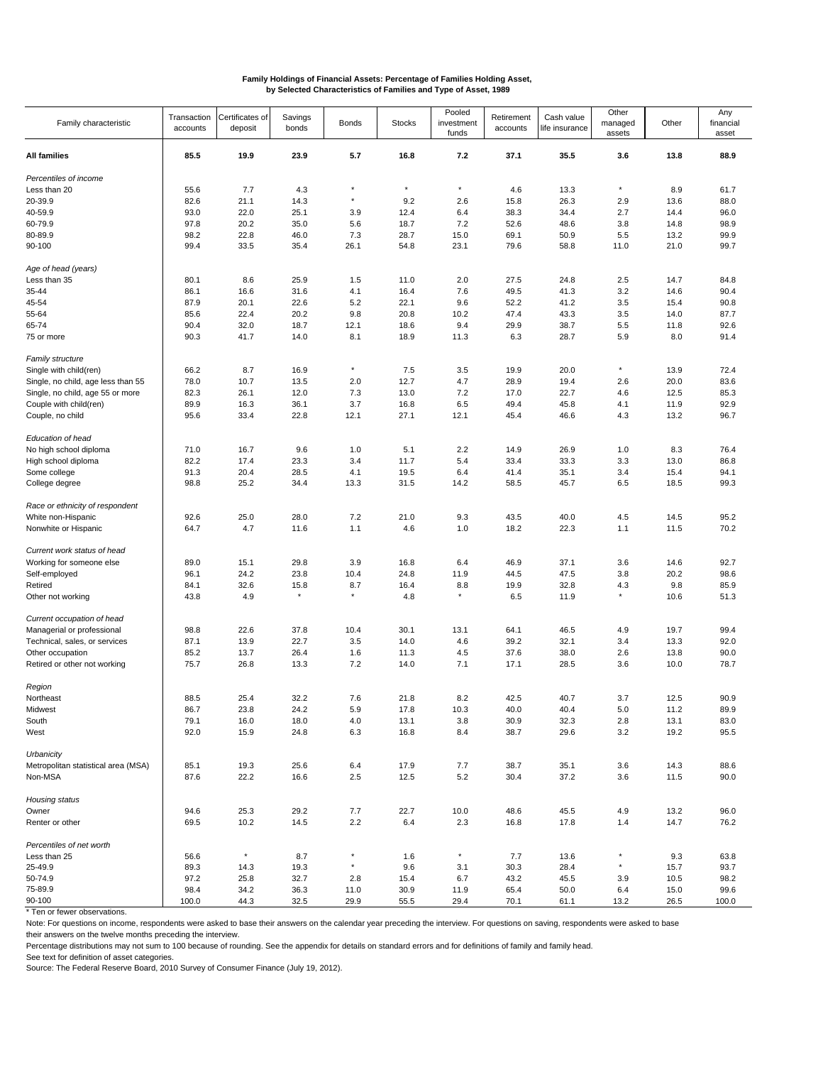**Family Holdings of Financial Assets: Percentage of Families Holding Asset, by Selected Characteristics of Families and Type of Asset, 1989**

| Family characteristic | Transaction accounts | Certificates of deposit | Savings bonds | Bonds | Stocks | Pooled investment funds | Retirement accounts | Cash value life insurance | Other managed assets | Other | Any financial asset |
|---|---|---|---|---|---|---|---|---|---|---|---|
| **All families** | **85.5** | **19.9** | **23.9** | **5.7** | **16.8** | **7.2** | **37.1** | **35.5** | **3.6** | **13.8** | **88.9** |
| *Percentiles of income* | | | | | | | | | | | |
| Less than 20 | 55.6 | 7.7 | 4.3 | * | * | * | 4.6 | 13.3 | * | 8.9 | 61.7 |
| 20-39.9 | 82.6 | 21.1 | 14.3 | * | 9.2 | 2.6 | 15.8 | 26.3 | 2.9 | 13.6 | 88.0 |
| 40-59.9 | 93.0 | 22.0 | 25.1 | 3.9 | 12.4 | 6.4 | 38.3 | 34.4 | 2.7 | 14.4 | 96.0 |
| 60-79.9 | 97.8 | 20.2 | 35.0 | 5.6 | 18.7 | 7.2 | 52.6 | 48.6 | 3.8 | 14.8 | 98.9 |
| 80-89.9 | 98.2 | 22.8 | 46.0 | 7.3 | 28.7 | 15.0 | 69.1 | 50.9 | 5.5 | 13.2 | 99.9 |
| 90-100 | 99.4 | 33.5 | 35.4 | 26.1 | 54.8 | 23.1 | 79.6 | 58.8 | 11.0 | 21.0 | 99.7 |
| *Age of head (years)* | | | | | | | | | | | |
| Less than 35 | 80.1 | 8.6 | 25.9 | 1.5 | 11.0 | 2.0 | 27.5 | 24.8 | 2.5 | 14.7 | 84.8 |
| 35-44 | 86.1 | 16.6 | 31.6 | 4.1 | 16.4 | 7.6 | 49.5 | 41.3 | 3.2 | 14.6 | 90.4 |
| 45-54 | 87.9 | 20.1 | 22.6 | 5.2 | 22.1 | 9.6 | 52.2 | 41.2 | 3.5 | 15.4 | 90.8 |
| 55-64 | 85.6 | 22.4 | 20.2 | 9.8 | 20.8 | 10.2 | 47.4 | 43.3 | 3.5 | 14.0 | 87.7 |
| 65-74 | 90.4 | 32.0 | 18.7 | 12.1 | 18.6 | 9.4 | 29.9 | 38.7 | 5.5 | 11.8 | 92.6 |
| 75 or more | 90.3 | 41.7 | 14.0 | 8.1 | 18.9 | 11.3 | 6.3 | 28.7 | 5.9 | 8.0 | 91.4 |
| *Family structure* | | | | | | | | | | | |
| Single with child(ren) | 66.2 | 8.7 | 16.9 | * | 7.5 | 3.5 | 19.9 | 20.0 | * | 13.9 | 72.4 |
| Single, no child, age less than 55 | 78.0 | 10.7 | 13.5 | 2.0 | 12.7 | 4.7 | 28.9 | 19.4 | 2.6 | 20.0 | 83.6 |
| Single, no child, age 55 or more | 82.3 | 26.1 | 12.0 | 7.3 | 13.0 | 7.2 | 17.0 | 22.7 | 4.6 | 12.5 | 85.3 |
| Couple with child(ren) | 89.9 | 16.3 | 36.1 | 3.7 | 16.8 | 6.5 | 49.4 | 45.8 | 4.1 | 11.9 | 92.9 |
| Couple, no child | 95.6 | 33.4 | 22.8 | 12.1 | 27.1 | 12.1 | 45.4 | 46.6 | 4.3 | 13.2 | 96.7 |
| *Education of head* | | | | | | | | | | | |
| No high school diploma | 71.0 | 16.7 | 9.6 | 1.0 | 5.1 | 2.2 | 14.9 | 26.9 | 1.0 | 8.3 | 76.4 |
| High school diploma | 82.2 | 17.4 | 23.3 | 3.4 | 11.7 | 5.4 | 33.4 | 33.3 | 3.3 | 13.0 | 86.8 |
| Some college | 91.3 | 20.4 | 28.5 | 4.1 | 19.5 | 6.4 | 41.4 | 35.1 | 3.4 | 15.4 | 94.1 |
| College degree | 98.8 | 25.2 | 34.4 | 13.3 | 31.5 | 14.2 | 58.5 | 45.7 | 6.5 | 18.5 | 99.3 |
| *Race or ethnicity of respondent* | | | | | | | | | | | |
| White non-Hispanic | 92.6 | 25.0 | 28.0 | 7.2 | 21.0 | 9.3 | 43.5 | 40.0 | 4.5 | 14.5 | 95.2 |
| Nonwhite or Hispanic | 64.7 | 4.7 | 11.6 | 1.1 | 4.6 | 1.0 | 18.2 | 22.3 | 1.1 | 11.5 | 70.2 |
| *Current work status of head* | | | | | | | | | | | |
| Working for someone else | 89.0 | 15.1 | 29.8 | 3.9 | 16.8 | 6.4 | 46.9 | 37.1 | 3.6 | 14.6 | 92.7 |
| Self-employed | 96.1 | 24.2 | 23.8 | 10.4 | 24.8 | 11.9 | 44.5 | 47.5 | 3.8 | 20.2 | 98.6 |
| Retired | 84.1 | 32.6 | 15.8 | 8.7 | 16.4 | 8.8 | 19.9 | 32.8 | 4.3 | 9.8 | 85.9 |
| Other not working | 43.8 | 4.9 | * | * | 4.8 | * | 6.5 | 11.9 | * | 10.6 | 51.3 |
| *Current occupation of head* | | | | | | | | | | | |
| Managerial or professional | 98.8 | 22.6 | 37.8 | 10.4 | 30.1 | 13.1 | 64.1 | 46.5 | 4.9 | 19.7 | 99.4 |
| Technical, sales, or services | 87.1 | 13.9 | 22.7 | 3.5 | 14.0 | 4.6 | 39.2 | 32.1 | 3.4 | 13.3 | 92.0 |
| Other occupation | 85.2 | 13.7 | 26.4 | 1.6 | 11.3 | 4.5 | 37.6 | 38.0 | 2.6 | 13.8 | 90.0 |
| Retired or other not working | 75.7 | 26.8 | 13.3 | 7.2 | 14.0 | 7.1 | 17.1 | 28.5 | 3.6 | 10.0 | 78.7 |
| *Region* | | | | | | | | | | | |
| Northeast | 88.5 | 25.4 | 32.2 | 7.6 | 21.8 | 8.2 | 42.5 | 40.7 | 3.7 | 12.5 | 90.9 |
| Midwest | 86.7 | 23.8 | 24.2 | 5.9 | 17.8 | 10.3 | 40.0 | 40.4 | 5.0 | 11.2 | 89.9 |
| South | 79.1 | 16.0 | 18.0 | 4.0 | 13.1 | 3.8 | 30.9 | 32.3 | 2.8 | 13.1 | 83.0 |
| West | 92.0 | 15.9 | 24.8 | 6.3 | 16.8 | 8.4 | 38.7 | 29.6 | 3.2 | 19.2 | 95.5 |
| *Urbanicity* | | | | | | | | | | | |
| Metropolitan statistical area (MSA) | 85.1 | 19.3 | 25.6 | 6.4 | 17.9 | 7.7 | 38.7 | 35.1 | 3.6 | 14.3 | 88.6 |
| Non-MSA | 87.6 | 22.2 | 16.6 | 2.5 | 12.5 | 5.2 | 30.4 | 37.2 | 3.6 | 11.5 | 90.0 |
| *Housing status* | | | | | | | | | | | |
| Owner | 94.6 | 25.3 | 29.2 | 7.7 | 22.7 | 10.0 | 48.6 | 45.5 | 4.9 | 13.2 | 96.0 |
| Renter or other | 69.5 | 10.2 | 14.5 | 2.2 | 6.4 | 2.3 | 16.8 | 17.8 | 1.4 | 14.7 | 76.2 |
| *Percentiles of net worth* | | | | | | | | | | | |
| Less than 25 | 56.6 | * | 8.7 | * | 1.6 | * | 7.7 | 13.6 | * | 9.3 | 63.8 |
| 25-49.9 | 89.3 | 14.3 | 19.3 | * | 9.6 | 3.1 | 30.3 | 28.4 | * | 15.7 | 93.7 |
| 50-74.9 | 97.2 | 25.8 | 32.7 | 2.8 | 15.4 | 6.7 | 43.2 | 45.5 | 3.9 | 10.5 | 98.2 |
| 75-89.9 | 98.4 | 34.2 | 36.3 | 11.0 | 30.9 | 11.9 | 65.4 | 50.0 | 6.4 | 15.0 | 99.6 |
| 90-100 | 100.0 | 44.3 | 32.5 | 29.9 | 55.5 | 29.4 | 70.1 | 61.1 | 13.2 | 26.5 | 100.0 |

* Ten or fewer observations.

Note: For questions on income, respondents were asked to base their answers on the calendar year preceding the interview. For questions on saving, respondents were asked to base their answers on the twelve months preceding the interview.

Percentage distributions may not sum to 100 because of rounding. See the appendix for details on standard errors and for definitions of family and family head.

See text for definition of asset categories.

Source: The Federal Reserve Board, 2010 Survey of Consumer Finance (July 19, 2012).